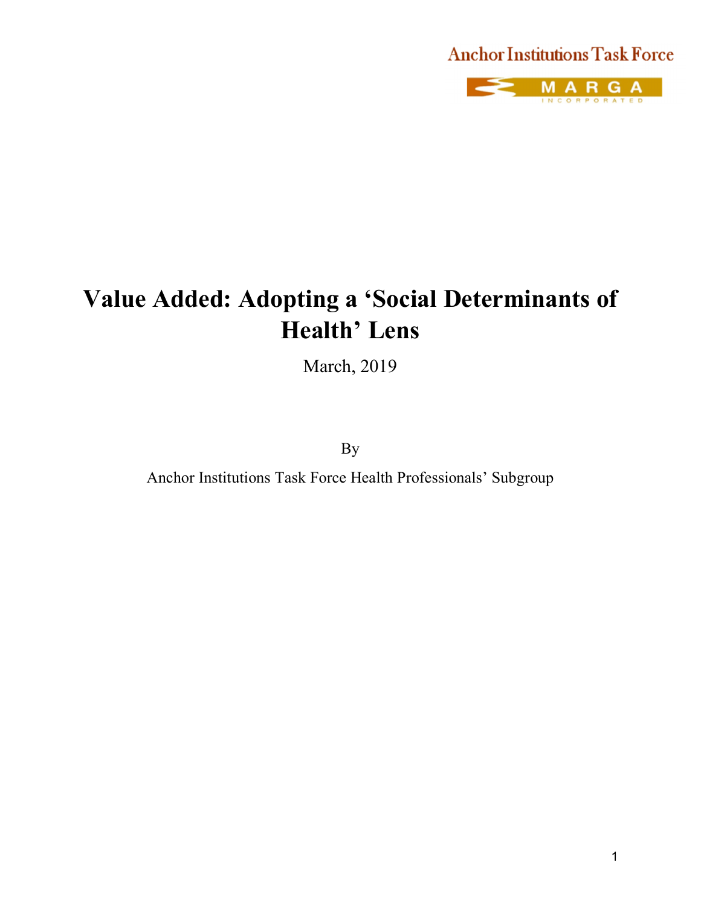Anchor Institutions Task Force

MARGA INCORPORATED

# Value Added: Adopting a 'Social Determinants of Health' Lens

March, 2019

By

Anchor Institutions Task Force Health Professionals' Subgroup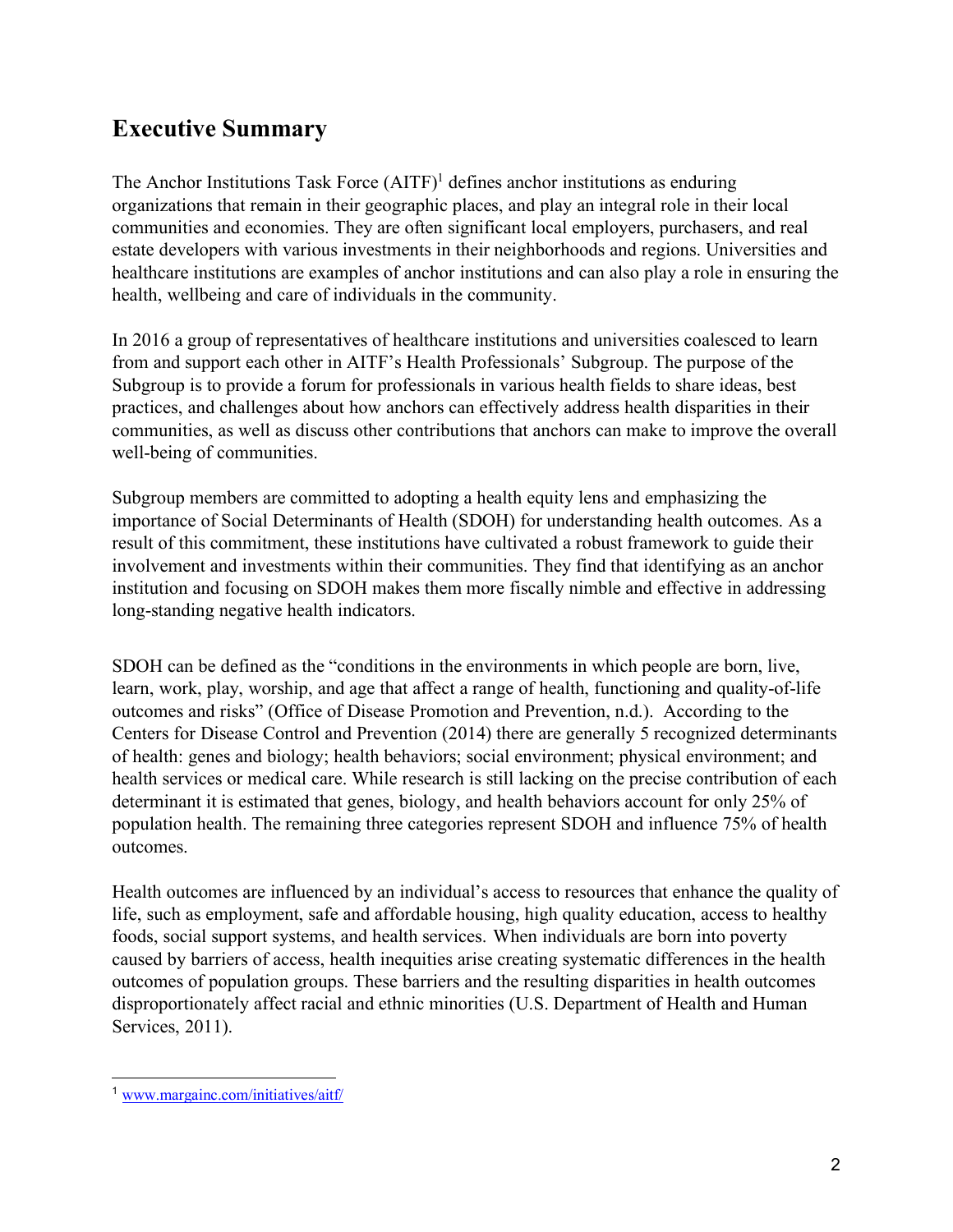## Executive Summary

The Anchor Institutions Task Force (AITF)[1] defines anchor institutions as enduring organizations that remain in their geographic places, and play an integral role in their local communities and economies. They are often significant local employers, purchasers, and real estate developers with various investments in their neighborhoods and regions. Universities and healthcare institutions are examples of anchor institutions and can also play a role in ensuring the health, wellbeing and care of individuals in the community.

In 2016 a group of representatives of healthcare institutions and universities coalesced to learn from and support each other in AITF's Health Professionals' Subgroup. The purpose of the Subgroup is to provide a forum for professionals in various health fields to share ideas, best practices, and challenges about how anchors can effectively address health disparities in their communities, as well as discuss other contributions that anchors can make to improve the overall well-being of communities.

Subgroup members are committed to adopting a health equity lens and emphasizing the importance of Social Determinants of Health (SDOH) for understanding health outcomes. As a result of this commitment, these institutions have cultivated a robust framework to guide their involvement and investments within their communities. They find that identifying as an anchor institution and focusing on SDOH makes them more fiscally nimble and effective in addressing long-standing negative health indicators.

SDOH can be defined as the "conditions in the environments in which people are born, live, learn, work, play, worship, and age that affect a range of health, functioning and quality-of-life outcomes and risks" (Office of Disease Promotion and Prevention, n.d.). According to the Centers for Disease Control and Prevention (2014) there are generally 5 recognized determinants of health: genes and biology; health behaviors; social environment; physical environment; and health services or medical care. While research is still lacking on the precise contribution of each determinant it is estimated that genes, biology, and health behaviors account for only 25% of population health. The remaining three categories represent SDOH and influence 75% of health outcomes.

Health outcomes are influenced by an individual's access to resources that enhance the quality of life, such as employment, safe and affordable housing, high quality education, access to healthy foods, social support systems, and health services. When individuals are born into poverty caused by barriers of access, health inequities arise creating systematic differences in the health outcomes of population groups. These barriers and the resulting disparities in health outcomes disproportionately affect racial and ethnic minorities (U.S. Department of Health and Human Services, 2011).

---

[1] www.margainc.com/initiatives/aitf/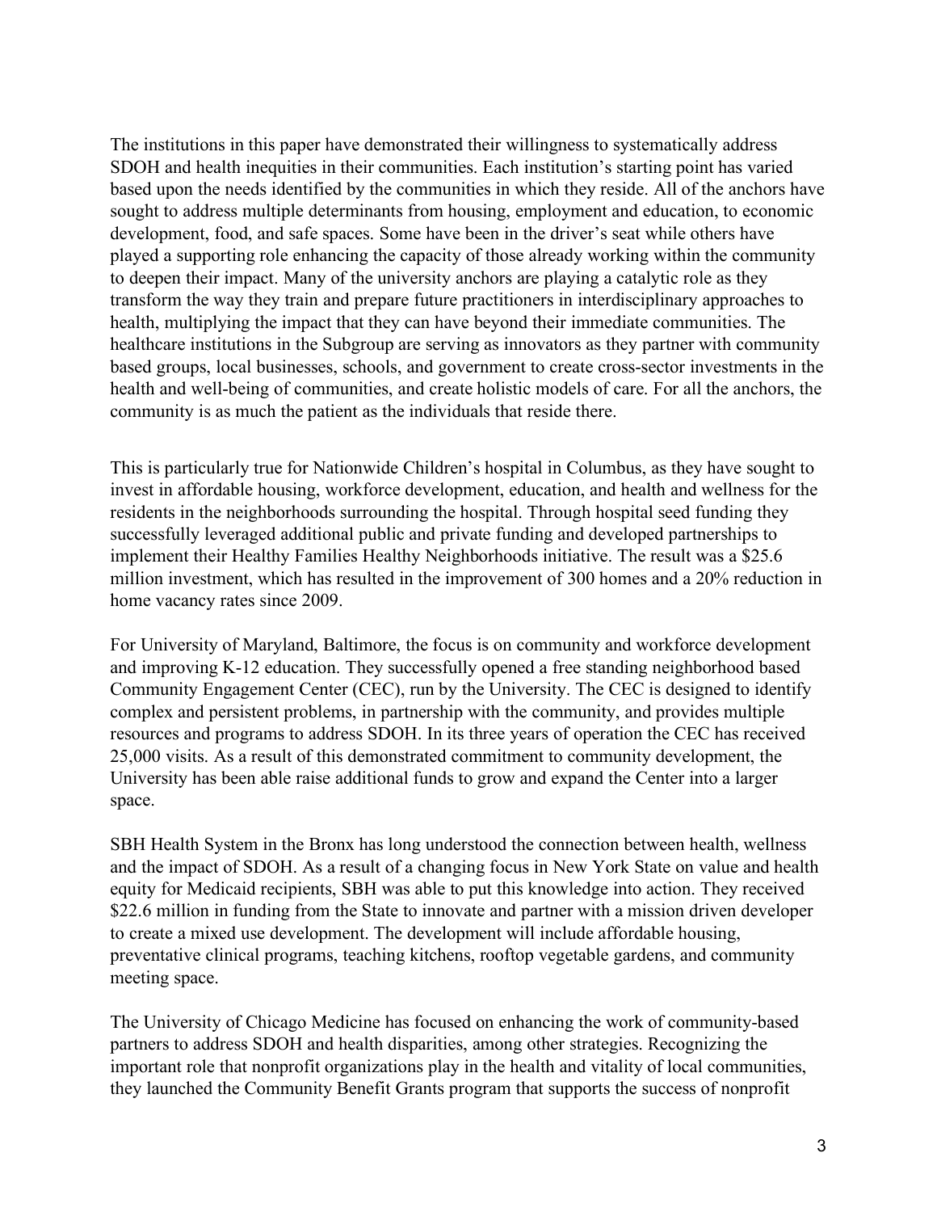The institutions in this paper have demonstrated their willingness to systematically address SDOH and health inequities in their communities. Each institution's starting point has varied based upon the needs identified by the communities in which they reside. All of the anchors have sought to address multiple determinants from housing, employment and education, to economic development, food, and safe spaces. Some have been in the driver's seat while others have played a supporting role enhancing the capacity of those already working within the community to deepen their impact. Many of the university anchors are playing a catalytic role as they transform the way they train and prepare future practitioners in interdisciplinary approaches to health, multiplying the impact that they can have beyond their immediate communities. The healthcare institutions in the Subgroup are serving as innovators as they partner with community based groups, local businesses, schools, and government to create cross-sector investments in the health and well-being of communities, and create holistic models of care. For all the anchors, the community is as much the patient as the individuals that reside there.

This is particularly true for Nationwide Children's hospital in Columbus, as they have sought to invest in affordable housing, workforce development, education, and health and wellness for the residents in the neighborhoods surrounding the hospital. Through hospital seed funding they successfully leveraged additional public and private funding and developed partnerships to implement their Healthy Families Healthy Neighborhoods initiative. The result was a $25.6 million investment, which has resulted in the improvement of 300 homes and a 20% reduction in home vacancy rates since 2009.

For University of Maryland, Baltimore, the focus is on community and workforce development and improving K-12 education. They successfully opened a free standing neighborhood based Community Engagement Center (CEC), run by the University. The CEC is designed to identify complex and persistent problems, in partnership with the community, and provides multiple resources and programs to address SDOH. In its three years of operation the CEC has received 25,000 visits. As a result of this demonstrated commitment to community development, the University has been able raise additional funds to grow and expand the Center into a larger space.

SBH Health System in the Bronx has long understood the connection between health, wellness and the impact of SDOH. As a result of a changing focus in New York State on value and health equity for Medicaid recipients, SBH was able to put this knowledge into action. They received $22.6 million in funding from the State to innovate and partner with a mission driven developer to create a mixed use development. The development will include affordable housing, preventative clinical programs, teaching kitchens, rooftop vegetable gardens, and community meeting space.

The University of Chicago Medicine has focused on enhancing the work of community-based partners to address SDOH and health disparities, among other strategies. Recognizing the important role that nonprofit organizations play in the health and vitality of local communities, they launched the Community Benefit Grants program that supports the success of nonprofit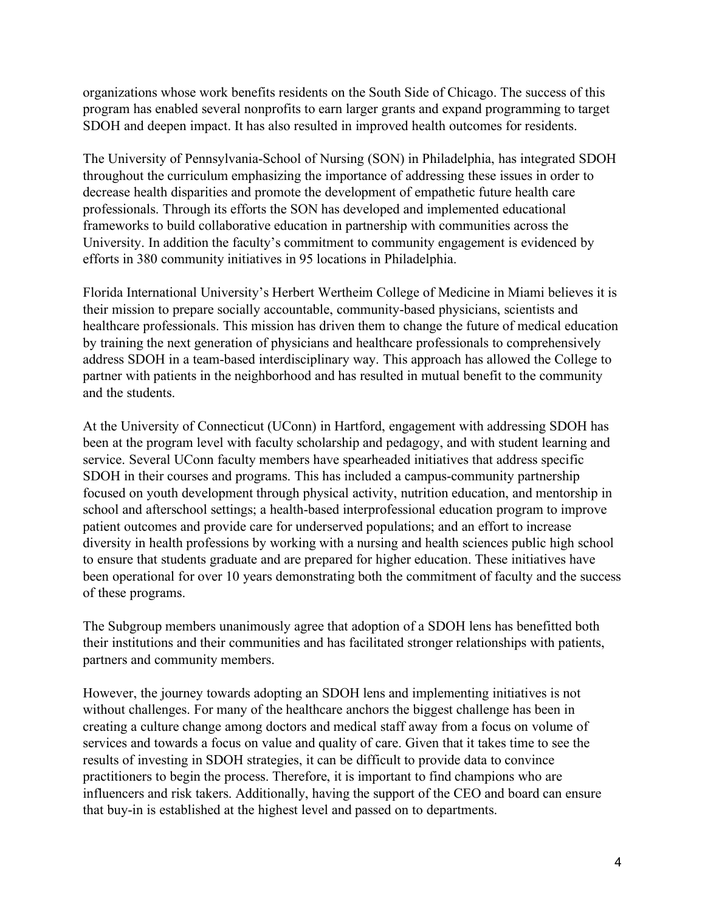organizations whose work benefits residents on the South Side of Chicago. The success of this program has enabled several nonprofits to earn larger grants and expand programming to target SDOH and deepen impact. It has also resulted in improved health outcomes for residents.

The University of Pennsylvania-School of Nursing (SON) in Philadelphia, has integrated SDOH throughout the curriculum emphasizing the importance of addressing these issues in order to decrease health disparities and promote the development of empathetic future health care professionals. Through its efforts the SON has developed and implemented educational frameworks to build collaborative education in partnership with communities across the University. In addition the faculty's commitment to community engagement is evidenced by efforts in 380 community initiatives in 95 locations in Philadelphia.

Florida International University's Herbert Wertheim College of Medicine in Miami believes it is their mission to prepare socially accountable, community-based physicians, scientists and healthcare professionals. This mission has driven them to change the future of medical education by training the next generation of physicians and healthcare professionals to comprehensively address SDOH in a team-based interdisciplinary way. This approach has allowed the College to partner with patients in the neighborhood and has resulted in mutual benefit to the community and the students.

At the University of Connecticut (UConn) in Hartford, engagement with addressing SDOH has been at the program level with faculty scholarship and pedagogy, and with student learning and service. Several UConn faculty members have spearheaded initiatives that address specific SDOH in their courses and programs. This has included a campus-community partnership focused on youth development through physical activity, nutrition education, and mentorship in school and afterschool settings; a health-based interprofessional education program to improve patient outcomes and provide care for underserved populations; and an effort to increase diversity in health professions by working with a nursing and health sciences public high school to ensure that students graduate and are prepared for higher education. These initiatives have been operational for over 10 years demonstrating both the commitment of faculty and the success of these programs.

The Subgroup members unanimously agree that adoption of a SDOH lens has benefitted both their institutions and their communities and has facilitated stronger relationships with patients, partners and community members.

However, the journey towards adopting an SDOH lens and implementing initiatives is not without challenges. For many of the healthcare anchors the biggest challenge has been in creating a culture change among doctors and medical staff away from a focus on volume of services and towards a focus on value and quality of care. Given that it takes time to see the results of investing in SDOH strategies, it can be difficult to provide data to convince practitioners to begin the process. Therefore, it is important to find champions who are influencers and risk takers. Additionally, having the support of the CEO and board can ensure that buy-in is established at the highest level and passed on to departments.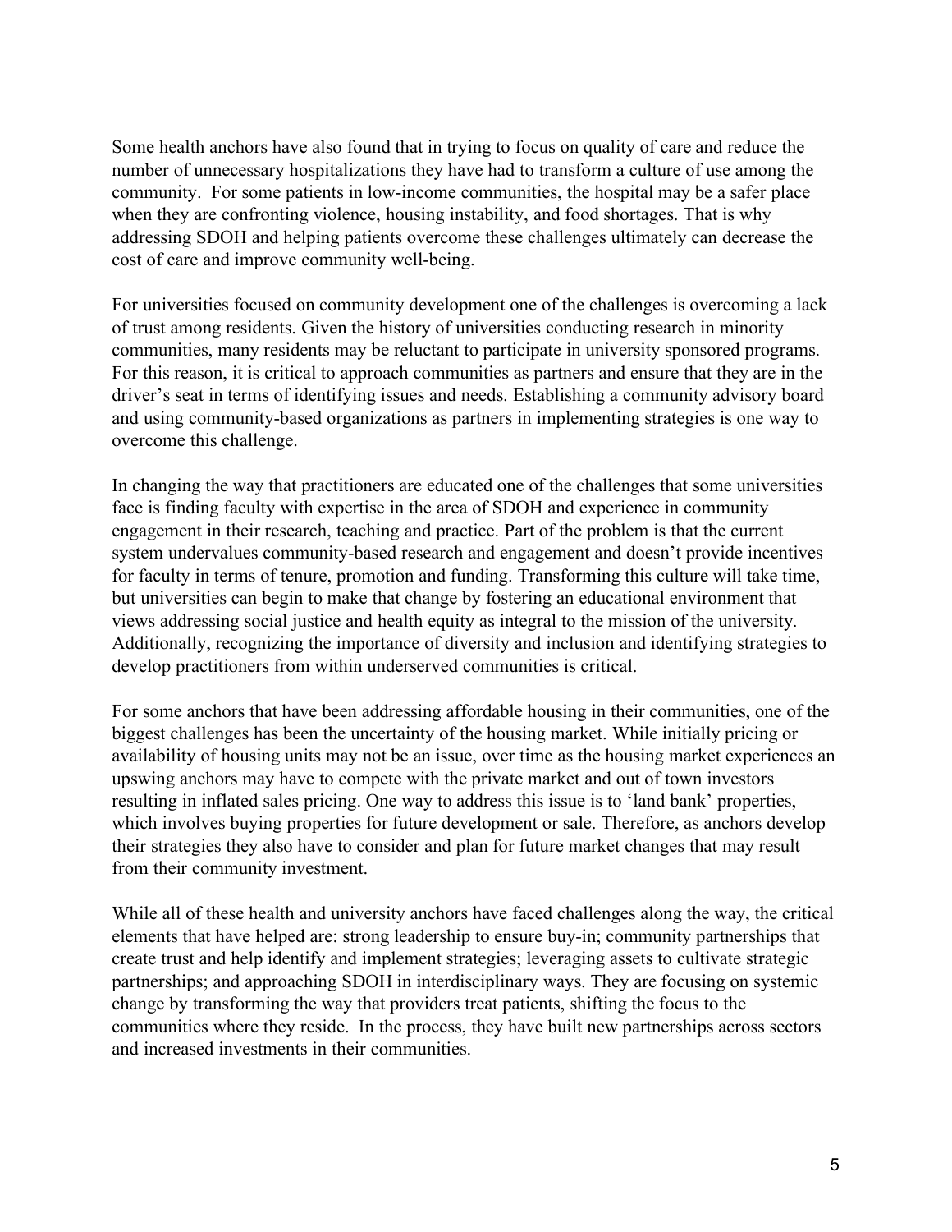Some health anchors have also found that in trying to focus on quality of care and reduce the number of unnecessary hospitalizations they have had to transform a culture of use among the community. For some patients in low-income communities, the hospital may be a safer place when they are confronting violence, housing instability, and food shortages. That is why addressing SDOH and helping patients overcome these challenges ultimately can decrease the cost of care and improve community well-being.

For universities focused on community development one of the challenges is overcoming a lack of trust among residents. Given the history of universities conducting research in minority communities, many residents may be reluctant to participate in university sponsored programs. For this reason, it is critical to approach communities as partners and ensure that they are in the driver's seat in terms of identifying issues and needs. Establishing a community advisory board and using community-based organizations as partners in implementing strategies is one way to overcome this challenge.

In changing the way that practitioners are educated one of the challenges that some universities face is finding faculty with expertise in the area of SDOH and experience in community engagement in their research, teaching and practice. Part of the problem is that the current system undervalues community-based research and engagement and doesn't provide incentives for faculty in terms of tenure, promotion and funding. Transforming this culture will take time, but universities can begin to make that change by fostering an educational environment that views addressing social justice and health equity as integral to the mission of the university. Additionally, recognizing the importance of diversity and inclusion and identifying strategies to develop practitioners from within underserved communities is critical.

For some anchors that have been addressing affordable housing in their communities, one of the biggest challenges has been the uncertainty of the housing market. While initially pricing or availability of housing units may not be an issue, over time as the housing market experiences an upswing anchors may have to compete with the private market and out of town investors resulting in inflated sales pricing. One way to address this issue is to 'land bank' properties, which involves buying properties for future development or sale. Therefore, as anchors develop their strategies they also have to consider and plan for future market changes that may result from their community investment.

While all of these health and university anchors have faced challenges along the way, the critical elements that have helped are: strong leadership to ensure buy-in; community partnerships that create trust and help identify and implement strategies; leveraging assets to cultivate strategic partnerships; and approaching SDOH in interdisciplinary ways. They are focusing on systemic change by transforming the way that providers treat patients, shifting the focus to the communities where they reside. In the process, they have built new partnerships across sectors and increased investments in their communities.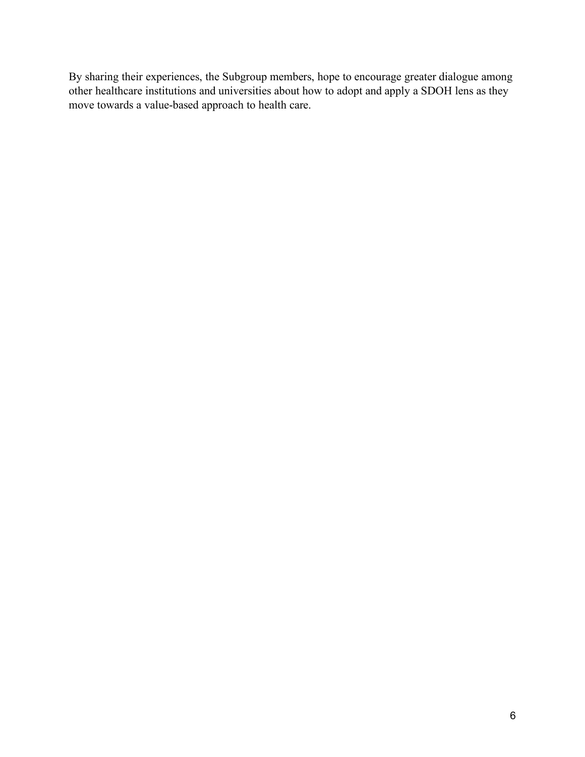By sharing their experiences, the Subgroup members, hope to encourage greater dialogue among other healthcare institutions and universities about how to adopt and apply a SDOH lens as they move towards a value-based approach to health care.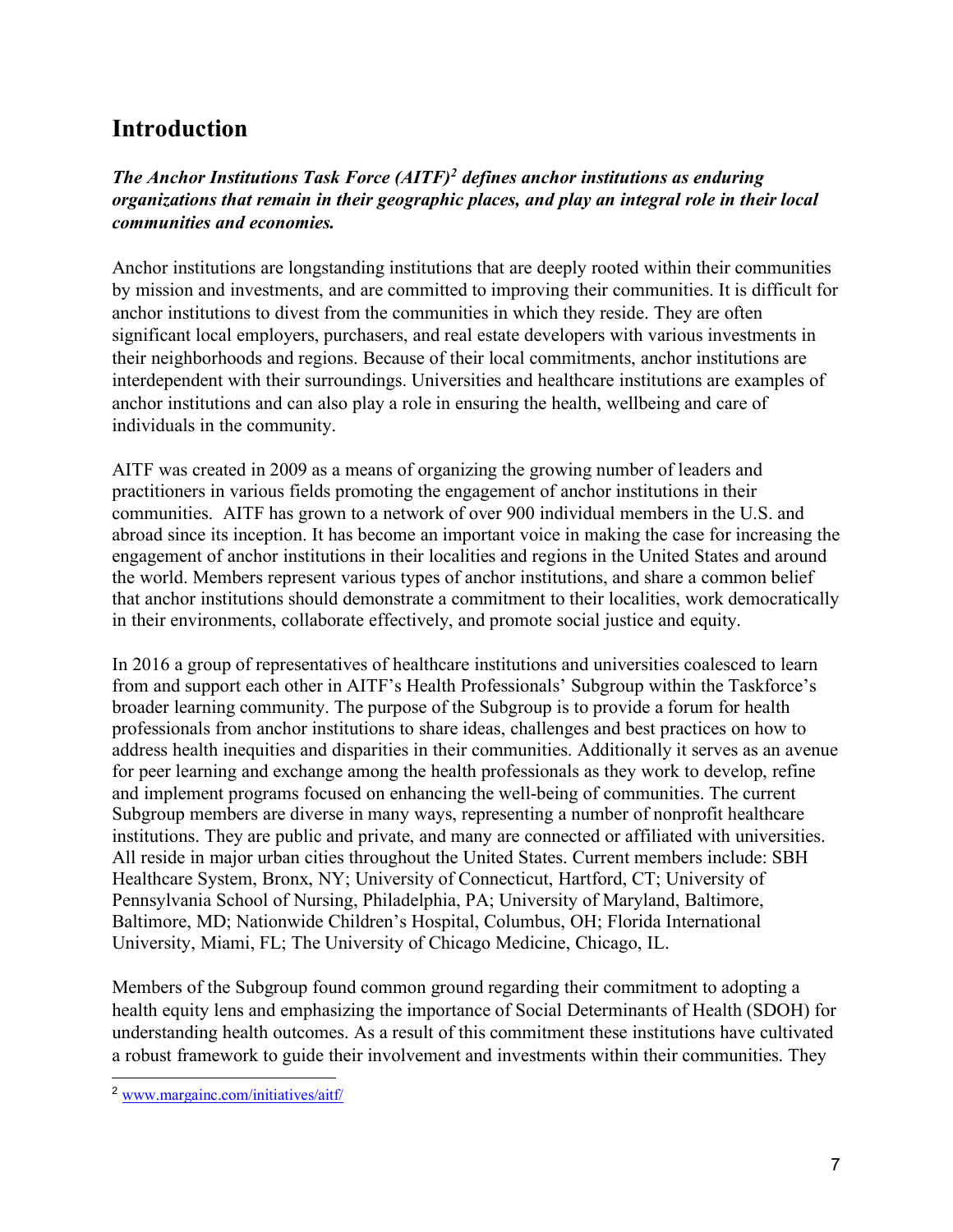## Introduction

***The Anchor Institutions Task Force (AITF)[2] defines anchor institutions as enduring organizations that remain in their geographic places, and play an integral role in their local communities and economies.***

Anchor institutions are longstanding institutions that are deeply rooted within their communities by mission and investments, and are committed to improving their communities. It is difficult for anchor institutions to divest from the communities in which they reside. They are often significant local employers, purchasers, and real estate developers with various investments in their neighborhoods and regions. Because of their local commitments, anchor institutions are interdependent with their surroundings. Universities and healthcare institutions are examples of anchor institutions and can also play a role in ensuring the health, wellbeing and care of individuals in the community.

AITF was created in 2009 as a means of organizing the growing number of leaders and practitioners in various fields promoting the engagement of anchor institutions in their communities. AITF has grown to a network of over 900 individual members in the U.S. and abroad since its inception. It has become an important voice in making the case for increasing the engagement of anchor institutions in their localities and regions in the United States and around the world. Members represent various types of anchor institutions, and share a common belief that anchor institutions should demonstrate a commitment to their localities, work democratically in their environments, collaborate effectively, and promote social justice and equity.

In 2016 a group of representatives of healthcare institutions and universities coalesced to learn from and support each other in AITF's Health Professionals' Subgroup within the Taskforce's broader learning community. The purpose of the Subgroup is to provide a forum for health professionals from anchor institutions to share ideas, challenges and best practices on how to address health inequities and disparities in their communities. Additionally it serves as an avenue for peer learning and exchange among the health professionals as they work to develop, refine and implement programs focused on enhancing the well-being of communities. The current Subgroup members are diverse in many ways, representing a number of nonprofit healthcare institutions. They are public and private, and many are connected or affiliated with universities. All reside in major urban cities throughout the United States. Current members include: SBH Healthcare System, Bronx, NY; University of Connecticut, Hartford, CT; University of Pennsylvania School of Nursing, Philadelphia, PA; University of Maryland, Baltimore, Baltimore, MD; Nationwide Children's Hospital, Columbus, OH; Florida International University, Miami, FL; The University of Chicago Medicine, Chicago, IL.

Members of the Subgroup found common ground regarding their commitment to adopting a health equity lens and emphasizing the importance of Social Determinants of Health (SDOH) for understanding health outcomes. As a result of this commitment these institutions have cultivated a robust framework to guide their involvement and investments within their communities. They

[2] www.margainc.com/initiatives/aitf/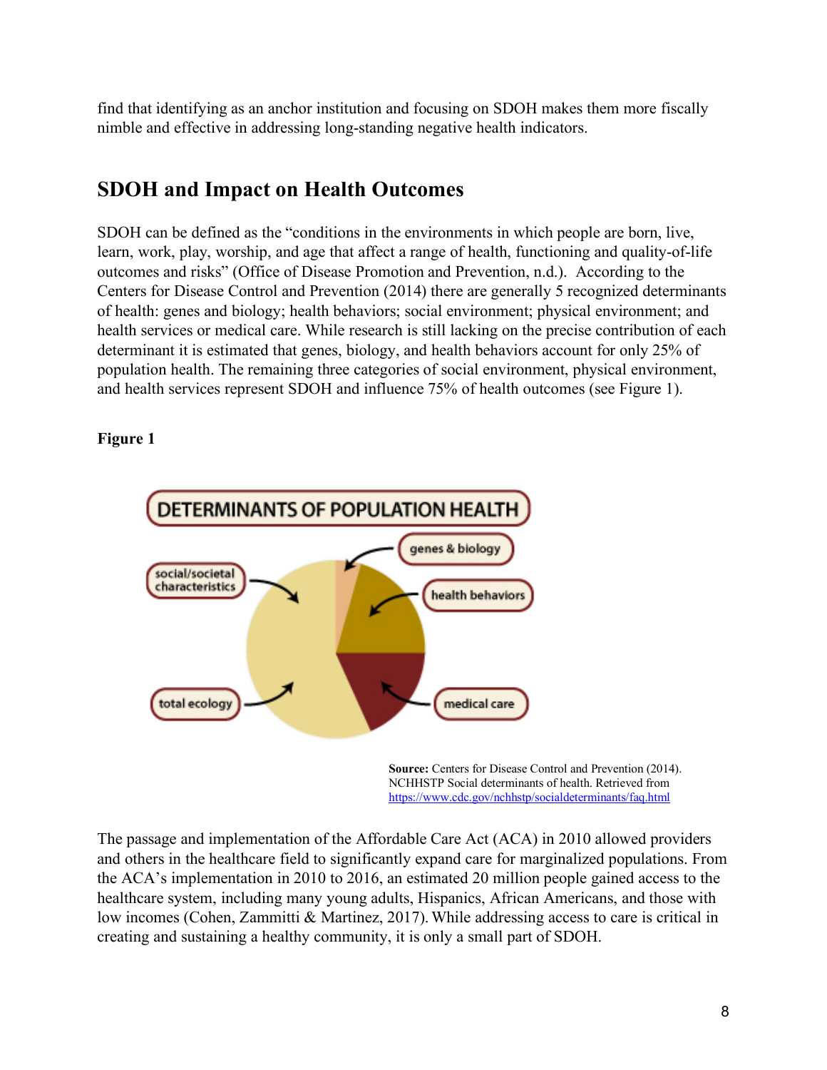find that identifying as an anchor institution and focusing on SDOH makes them more fiscally nimble and effective in addressing long-standing negative health indicators.

## SDOH and Impact on Health Outcomes

SDOH can be defined as the "conditions in the environments in which people are born, live, learn, work, play, worship, and age that affect a range of health, functioning and quality-of-life outcomes and risks" (Office of Disease Promotion and Prevention, n.d.). According to the Centers for Disease Control and Prevention (2014) there are generally 5 recognized determinants of health: genes and biology; health behaviors; social environment; physical environment; and health services or medical care. While research is still lacking on the precise contribution of each determinant it is estimated that genes, biology, and health behaviors account for only 25% of population health. The remaining three categories of social environment, physical environment, and health services represent SDOH and influence 75% of health outcomes (see Figure 1).

**Figure 1**

DETERMINANTS OF POPULATION HEALTH

genes & biology; health behaviors; medical care; total ecology; social/societal characteristics

**Source:** Centers for Disease Control and Prevention (2014). NCHHSTP Social determinants of health. Retrieved from https://www.cdc.gov/nchhstp/socialdeterminants/faq.html

The passage and implementation of the Affordable Care Act (ACA) in 2010 allowed providers and others in the healthcare field to significantly expand care for marginalized populations. From the ACA's implementation in 2010 to 2016, an estimated 20 million people gained access to the healthcare system, including many young adults, Hispanics, African Americans, and those with low incomes (Cohen, Zammitti & Martinez, 2017). While addressing access to care is critical in creating and sustaining a healthy community, it is only a small part of SDOH.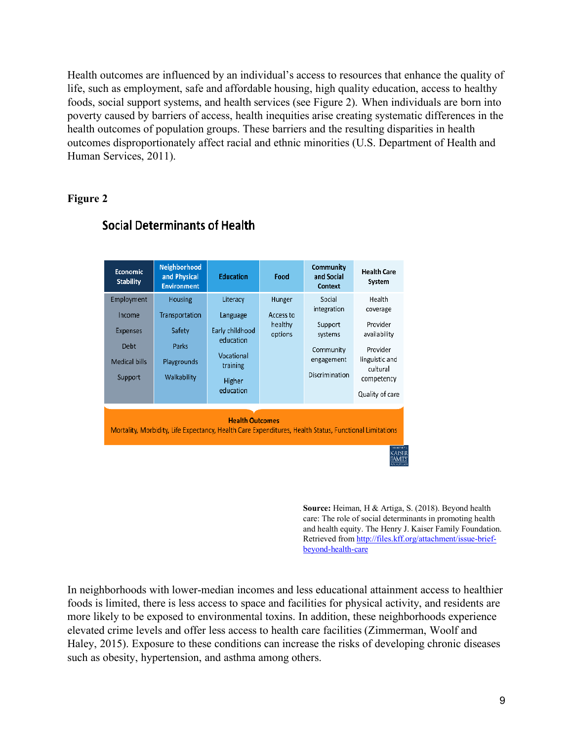Health outcomes are influenced by an individual's access to resources that enhance the quality of life, such as employment, safe and affordable housing, high quality education, access to healthy foods, social support systems, and health services (see Figure 2). When individuals are born into poverty caused by barriers of access, health inequities arise creating systematic differences in the health outcomes of population groups. These barriers and the resulting disparities in health outcomes disproportionately affect racial and ethnic minorities (U.S. Department of Health and Human Services, 2011).

**Figure 2**

## Social Determinants of Health

| Economic Stability | Neighborhood and Physical Environment | Education | Food | Community and Social Context | Health Care System |
|---|---|---|---|---|---|
| Employment<br>Income<br>Expenses<br>Debt<br>Medical bills<br>Support | Housing<br>Transportation<br>Safety<br>Parks<br>Playgrounds<br>Walkability | Literacy<br>Language<br>Early childhood education<br>Vocational training<br>Higher education | Hunger<br>Access to healthy options | Social integration<br>Support systems<br>Community engagement<br>Discrimination | Health coverage<br>Provider availability<br>Provider linguistic and cultural competency<br>Quality of care |

**Health Outcomes**
Mortality, Morbidity, Life Expectancy, Health Care Expenditures, Health Status, Functional Limitations

**Source:** Heiman, H & Artiga, S. (2018). Beyond health care: The role of social determinants in promoting health and health equity. The Henry J. Kaiser Family Foundation. Retrieved from http://files.kff.org/attachment/issue-brief-beyond-health-care

In neighborhoods with lower-median incomes and less educational attainment access to healthier foods is limited, there is less access to space and facilities for physical activity, and residents are more likely to be exposed to environmental toxins. In addition, these neighborhoods experience elevated crime levels and offer less access to health care facilities (Zimmerman, Woolf and Haley, 2015). Exposure to these conditions can increase the risks of developing chronic diseases such as obesity, hypertension, and asthma among others.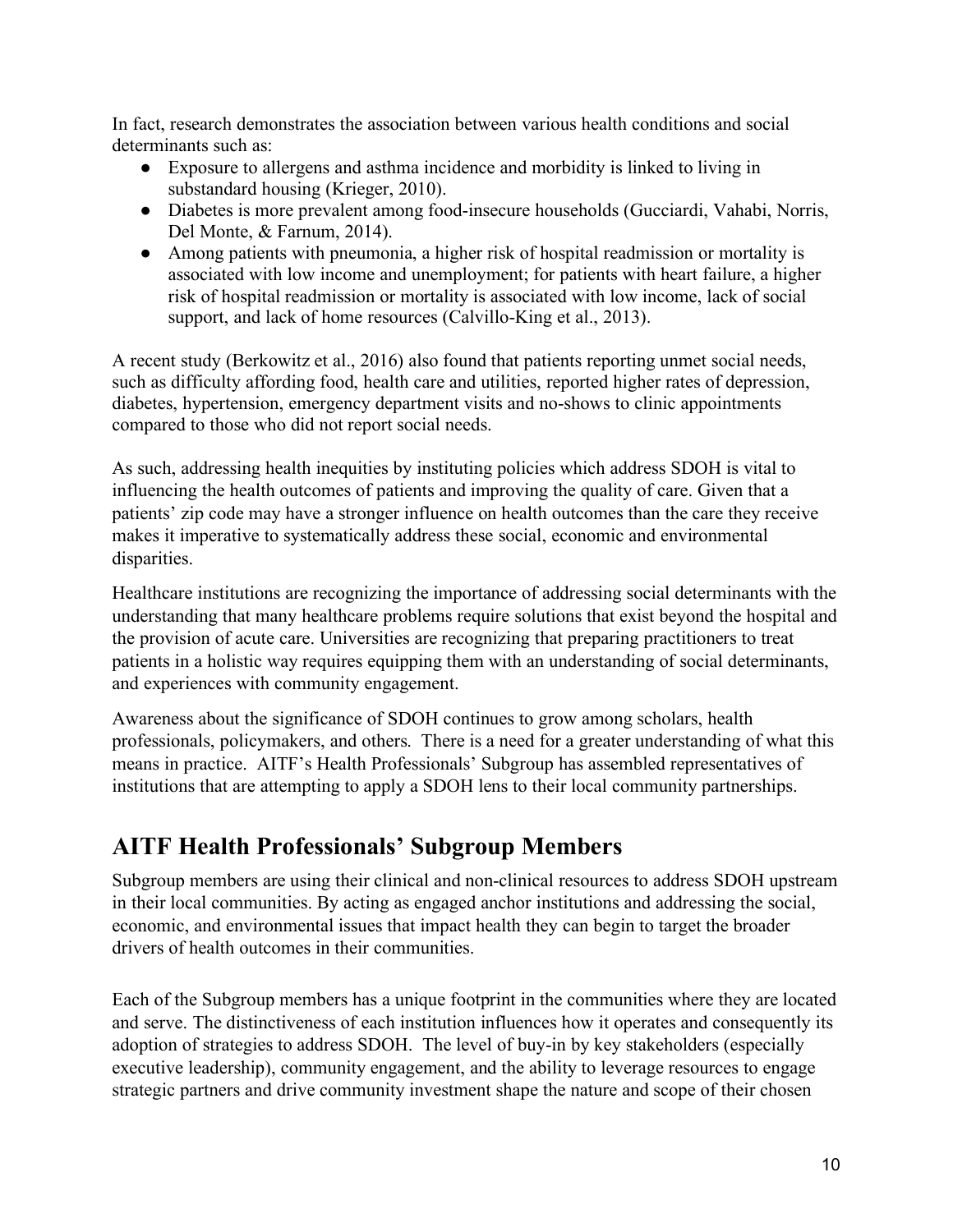In fact, research demonstrates the association between various health conditions and social determinants such as:

- Exposure to allergens and asthma incidence and morbidity is linked to living in substandard housing (Krieger, 2010).
- Diabetes is more prevalent among food-insecure households (Gucciardi, Vahabi, Norris, Del Monte, & Farnum, 2014).
- Among patients with pneumonia, a higher risk of hospital readmission or mortality is associated with low income and unemployment; for patients with heart failure, a higher risk of hospital readmission or mortality is associated with low income, lack of social support, and lack of home resources (Calvillo-King et al., 2013).

A recent study (Berkowitz et al., 2016) also found that patients reporting unmet social needs, such as difficulty affording food, health care and utilities, reported higher rates of depression, diabetes, hypertension, emergency department visits and no-shows to clinic appointments compared to those who did not report social needs.

As such, addressing health inequities by instituting policies which address SDOH is vital to influencing the health outcomes of patients and improving the quality of care. Given that a patients' zip code may have a stronger influence on health outcomes than the care they receive makes it imperative to systematically address these social, economic and environmental disparities.

Healthcare institutions are recognizing the importance of addressing social determinants with the understanding that many healthcare problems require solutions that exist beyond the hospital and the provision of acute care. Universities are recognizing that preparing practitioners to treat patients in a holistic way requires equipping them with an understanding of social determinants, and experiences with community engagement.

Awareness about the significance of SDOH continues to grow among scholars, health professionals, policymakers, and others. There is a need for a greater understanding of what this means in practice. AITF's Health Professionals' Subgroup has assembled representatives of institutions that are attempting to apply a SDOH lens to their local community partnerships.

## AITF Health Professionals' Subgroup Members

Subgroup members are using their clinical and non-clinical resources to address SDOH upstream in their local communities. By acting as engaged anchor institutions and addressing the social, economic, and environmental issues that impact health they can begin to target the broader drivers of health outcomes in their communities.

Each of the Subgroup members has a unique footprint in the communities where they are located and serve. The distinctiveness of each institution influences how it operates and consequently its adoption of strategies to address SDOH. The level of buy-in by key stakeholders (especially executive leadership), community engagement, and the ability to leverage resources to engage strategic partners and drive community investment shape the nature and scope of their chosen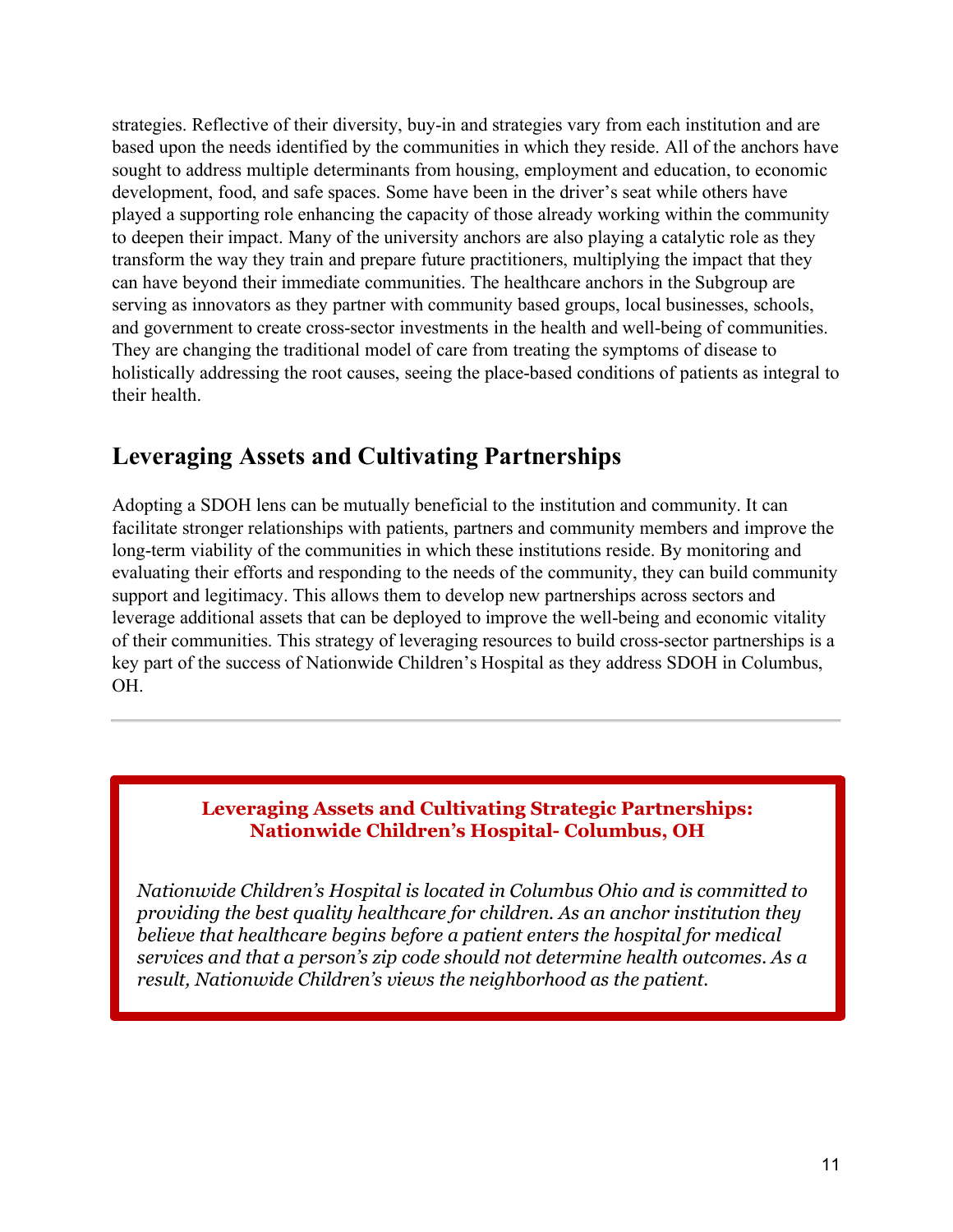strategies. Reflective of their diversity, buy-in and strategies vary from each institution and are based upon the needs identified by the communities in which they reside. All of the anchors have sought to address multiple determinants from housing, employment and education, to economic development, food, and safe spaces. Some have been in the driver's seat while others have played a supporting role enhancing the capacity of those already working within the community to deepen their impact. Many of the university anchors are also playing a catalytic role as they transform the way they train and prepare future practitioners, multiplying the impact that they can have beyond their immediate communities. The healthcare anchors in the Subgroup are serving as innovators as they partner with community based groups, local businesses, schools, and government to create cross-sector investments in the health and well-being of communities. They are changing the traditional model of care from treating the symptoms of disease to holistically addressing the root causes, seeing the place-based conditions of patients as integral to their health.

## Leveraging Assets and Cultivating Partnerships

Adopting a SDOH lens can be mutually beneficial to the institution and community. It can facilitate stronger relationships with patients, partners and community members and improve the long-term viability of the communities in which these institutions reside. By monitoring and evaluating their efforts and responding to the needs of the community, they can build community support and legitimacy. This allows them to develop new partnerships across sectors and leverage additional assets that can be deployed to improve the well-being and economic vitality of their communities. This strategy of leveraging resources to build cross-sector partnerships is a key part of the success of Nationwide Children's Hospital as they address SDOH in Columbus, OH.

---

**Leveraging Assets and Cultivating Strategic Partnerships: Nationwide Children's Hospital- Columbus, OH**

*Nationwide Children's Hospital is located in Columbus Ohio and is committed to providing the best quality healthcare for children. As an anchor institution they believe that healthcare begins before a patient enters the hospital for medical services and that a person's zip code should not determine health outcomes. As a result, Nationwide Children's views the neighborhood as the patient.*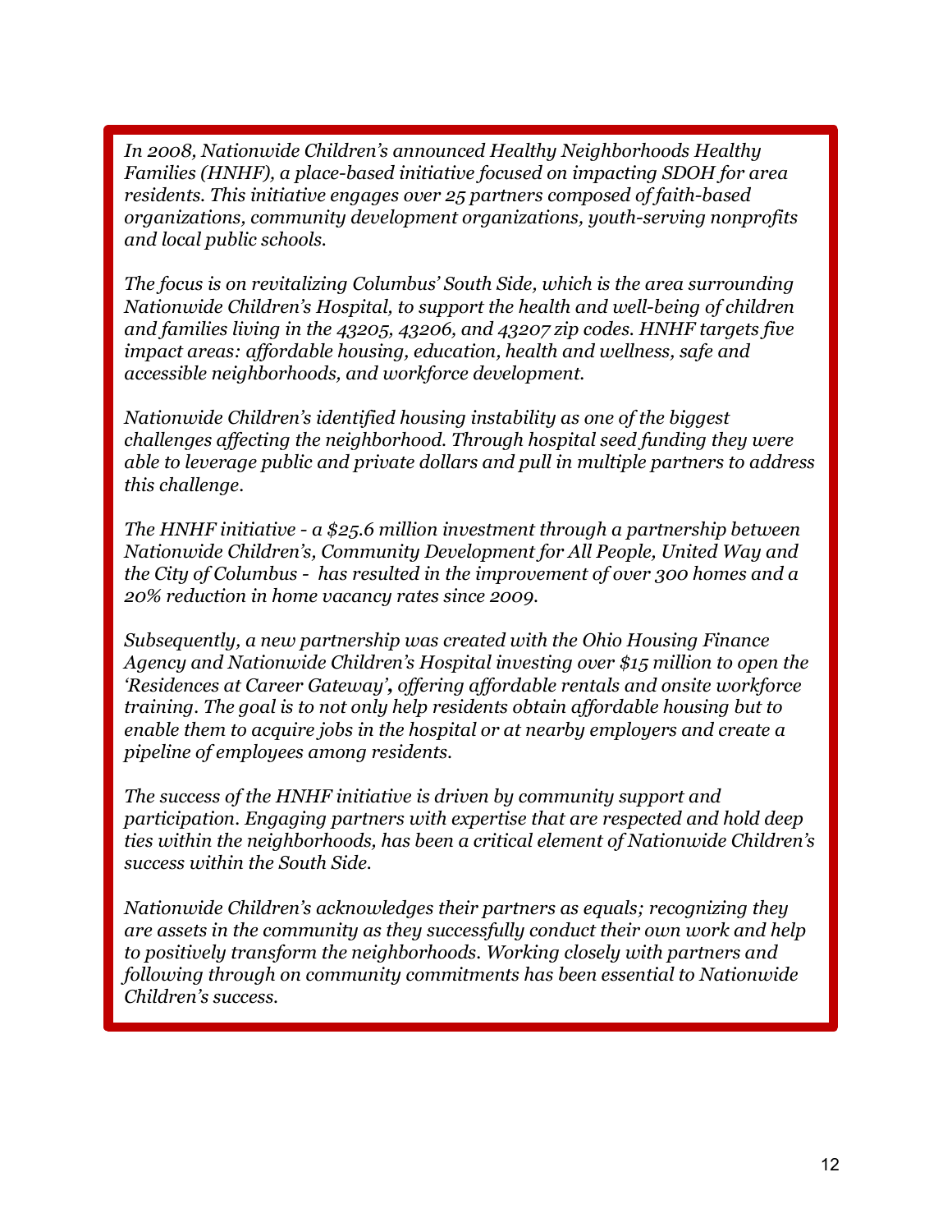*In 2008, Nationwide Children's announced Healthy Neighborhoods Healthy Families (HNHF), a place-based initiative focused on impacting SDOH for area residents. This initiative engages over 25 partners composed of faith-based organizations, community development organizations, youth-serving nonprofits and local public schools.*

*The focus is on revitalizing Columbus' South Side, which is the area surrounding Nationwide Children's Hospital, to support the health and well-being of children and families living in the 43205, 43206, and 43207 zip codes. HNHF targets five impact areas: affordable housing, education, health and wellness, safe and accessible neighborhoods, and workforce development.*

*Nationwide Children's identified housing instability as one of the biggest challenges affecting the neighborhood. Through hospital seed funding they were able to leverage public and private dollars and pull in multiple partners to address this challenge.*

*The HNHF initiative - a $25.6 million investment through a partnership between Nationwide Children's, Community Development for All People, United Way and the City of Columbus - has resulted in the improvement of over 300 homes and a 20% reduction in home vacancy rates since 2009.*

*Subsequently, a new partnership was created with the Ohio Housing Finance Agency and Nationwide Children's Hospital investing over $15 million to open the 'Residences at Career Gateway', offering affordable rentals and onsite workforce training. The goal is to not only help residents obtain affordable housing but to enable them to acquire jobs in the hospital or at nearby employers and create a pipeline of employees among residents.*

*The success of the HNHF initiative is driven by community support and participation. Engaging partners with expertise that are respected and hold deep ties within the neighborhoods, has been a critical element of Nationwide Children's success within the South Side.*

*Nationwide Children's acknowledges their partners as equals; recognizing they are assets in the community as they successfully conduct their own work and help to positively transform the neighborhoods. Working closely with partners and following through on community commitments has been essential to Nationwide Children's success.*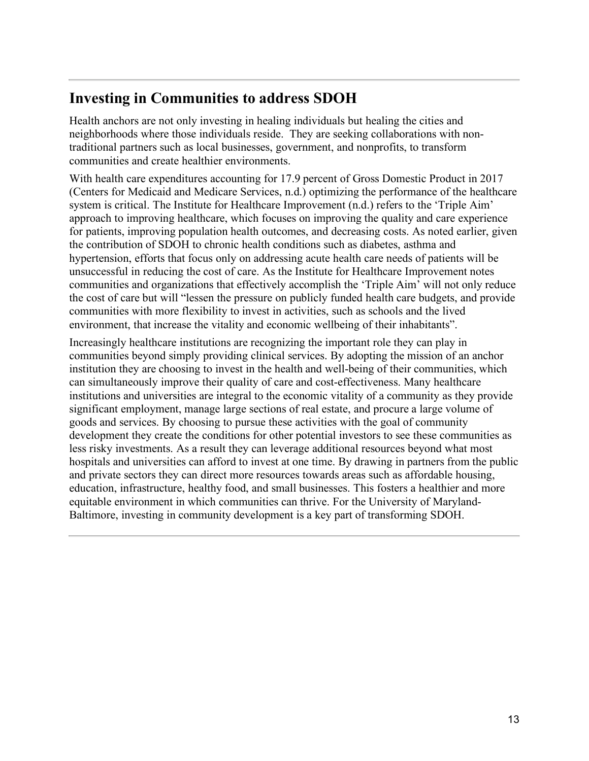## Investing in Communities to address SDOH

Health anchors are not only investing in healing individuals but healing the cities and neighborhoods where those individuals reside. They are seeking collaborations with non-traditional partners such as local businesses, government, and nonprofits, to transform communities and create healthier environments.

With health care expenditures accounting for 17.9 percent of Gross Domestic Product in 2017 (Centers for Medicaid and Medicare Services, n.d.) optimizing the performance of the healthcare system is critical. The Institute for Healthcare Improvement (n.d.) refers to the 'Triple Aim' approach to improving healthcare, which focuses on improving the quality and care experience for patients, improving population health outcomes, and decreasing costs. As noted earlier, given the contribution of SDOH to chronic health conditions such as diabetes, asthma and hypertension, efforts that focus only on addressing acute health care needs of patients will be unsuccessful in reducing the cost of care. As the Institute for Healthcare Improvement notes communities and organizations that effectively accomplish the 'Triple Aim' will not only reduce the cost of care but will "lessen the pressure on publicly funded health care budgets, and provide communities with more flexibility to invest in activities, such as schools and the lived environment, that increase the vitality and economic wellbeing of their inhabitants".

Increasingly healthcare institutions are recognizing the important role they can play in communities beyond simply providing clinical services. By adopting the mission of an anchor institution they are choosing to invest in the health and well-being of their communities, which can simultaneously improve their quality of care and cost-effectiveness. Many healthcare institutions and universities are integral to the economic vitality of a community as they provide significant employment, manage large sections of real estate, and procure a large volume of goods and services. By choosing to pursue these activities with the goal of community development they create the conditions for other potential investors to see these communities as less risky investments. As a result they can leverage additional resources beyond what most hospitals and universities can afford to invest at one time. By drawing in partners from the public and private sectors they can direct more resources towards areas such as affordable housing, education, infrastructure, healthy food, and small businesses. This fosters a healthier and more equitable environment in which communities can thrive. For the University of Maryland-Baltimore, investing in community development is a key part of transforming SDOH.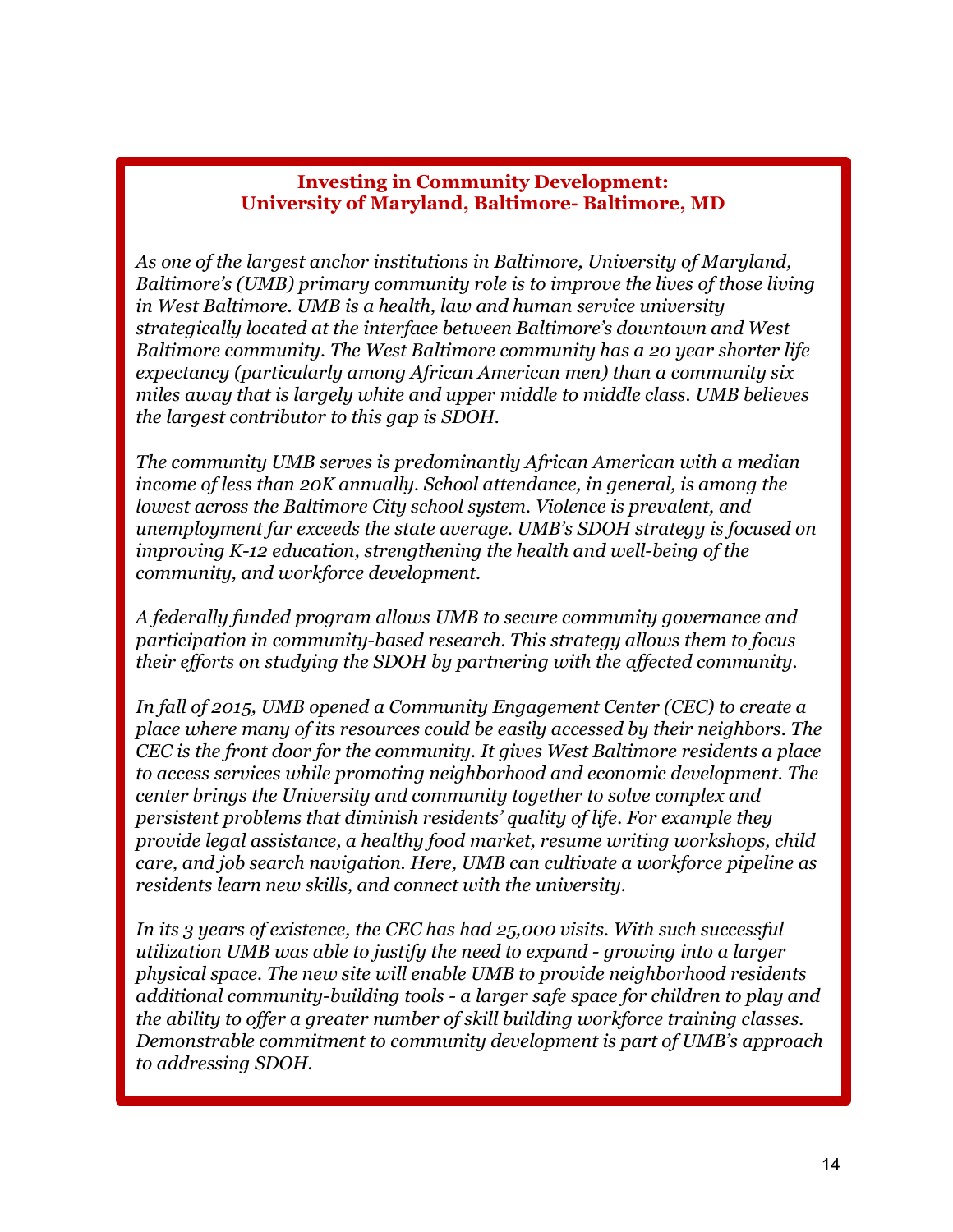## Investing in Community Development: University of Maryland, Baltimore- Baltimore, MD

*As one of the largest anchor institutions in Baltimore, University of Maryland, Baltimore's (UMB) primary community role is to improve the lives of those living in West Baltimore. UMB is a health, law and human service university strategically located at the interface between Baltimore's downtown and West Baltimore community. The West Baltimore community has a 20 year shorter life expectancy (particularly among African American men) than a community six miles away that is largely white and upper middle to middle class. UMB believes the largest contributor to this gap is SDOH.*

*The community UMB serves is predominantly African American with a median income of less than 20K annually. School attendance, in general, is among the lowest across the Baltimore City school system. Violence is prevalent, and unemployment far exceeds the state average. UMB's SDOH strategy is focused on improving K-12 education, strengthening the health and well-being of the community, and workforce development.*

*A federally funded program allows UMB to secure community governance and participation in community-based research. This strategy allows them to focus their efforts on studying the SDOH by partnering with the affected community.*

*In fall of 2015, UMB opened a Community Engagement Center (CEC) to create a place where many of its resources could be easily accessed by their neighbors. The CEC is the front door for the community. It gives West Baltimore residents a place to access services while promoting neighborhood and economic development. The center brings the University and community together to solve complex and persistent problems that diminish residents' quality of life. For example they provide legal assistance, a healthy food market, resume writing workshops, child care, and job search navigation. Here, UMB can cultivate a workforce pipeline as residents learn new skills, and connect with the university.*

*In its 3 years of existence, the CEC has had 25,000 visits. With such successful utilization UMB was able to justify the need to expand - growing into a larger physical space. The new site will enable UMB to provide neighborhood residents additional community-building tools - a larger safe space for children to play and the ability to offer a greater number of skill building workforce training classes. Demonstrable commitment to community development is part of UMB's approach to addressing SDOH.*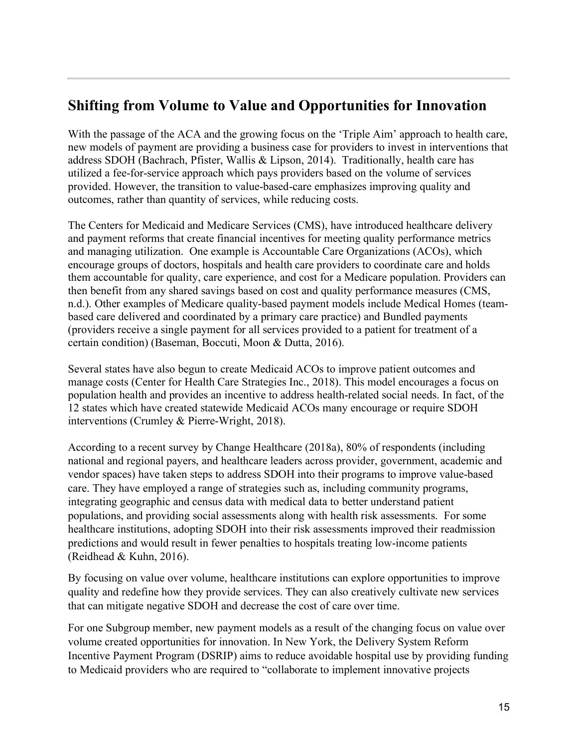## Shifting from Volume to Value and Opportunities for Innovation

With the passage of the ACA and the growing focus on the 'Triple Aim' approach to health care, new models of payment are providing a business case for providers to invest in interventions that address SDOH (Bachrach, Pfister, Wallis & Lipson, 2014). Traditionally, health care has utilized a fee-for-service approach which pays providers based on the volume of services provided. However, the transition to value-based-care emphasizes improving quality and outcomes, rather than quantity of services, while reducing costs.

The Centers for Medicaid and Medicare Services (CMS), have introduced healthcare delivery and payment reforms that create financial incentives for meeting quality performance metrics and managing utilization. One example is Accountable Care Organizations (ACOs), which encourage groups of doctors, hospitals and health care providers to coordinate care and holds them accountable for quality, care experience, and cost for a Medicare population. Providers can then benefit from any shared savings based on cost and quality performance measures (CMS, n.d.). Other examples of Medicare quality-based payment models include Medical Homes (team-based care delivered and coordinated by a primary care practice) and Bundled payments (providers receive a single payment for all services provided to a patient for treatment of a certain condition) (Baseman, Boccuti, Moon & Dutta, 2016).

Several states have also begun to create Medicaid ACOs to improve patient outcomes and manage costs (Center for Health Care Strategies Inc., 2018). This model encourages a focus on population health and provides an incentive to address health-related social needs. In fact, of the 12 states which have created statewide Medicaid ACOs many encourage or require SDOH interventions (Crumley & Pierre-Wright, 2018).

According to a recent survey by Change Healthcare (2018a), 80% of respondents (including national and regional payers, and healthcare leaders across provider, government, academic and vendor spaces) have taken steps to address SDOH into their programs to improve value-based care. They have employed a range of strategies such as, including community programs, integrating geographic and census data with medical data to better understand patient populations, and providing social assessments along with health risk assessments. For some healthcare institutions, adopting SDOH into their risk assessments improved their readmission predictions and would result in fewer penalties to hospitals treating low-income patients (Reidhead & Kuhn, 2016).

By focusing on value over volume, healthcare institutions can explore opportunities to improve quality and redefine how they provide services. They can also creatively cultivate new services that can mitigate negative SDOH and decrease the cost of care over time.

For one Subgroup member, new payment models as a result of the changing focus on value over volume created opportunities for innovation. In New York, the Delivery System Reform Incentive Payment Program (DSRIP) aims to reduce avoidable hospital use by providing funding to Medicaid providers who are required to "collaborate to implement innovative projects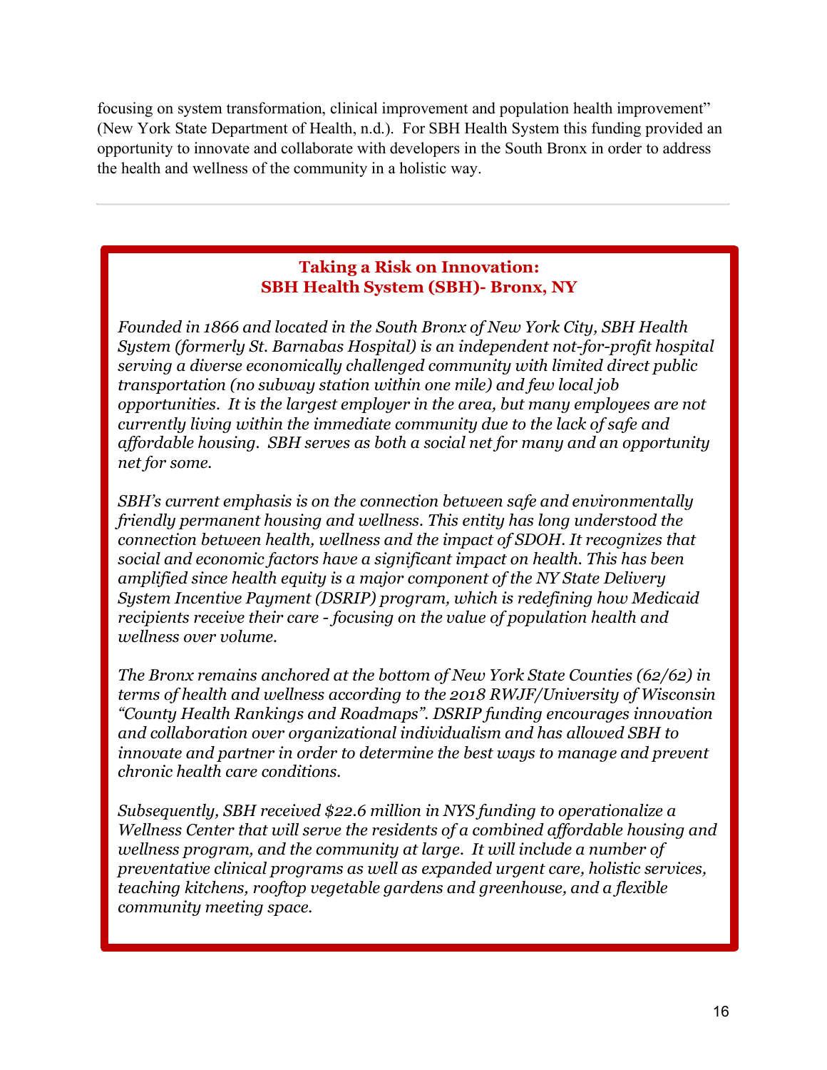focusing on system transformation, clinical improvement and population health improvement" (New York State Department of Health, n.d.). For SBH Health System this funding provided an opportunity to innovate and collaborate with developers in the South Bronx in order to address the health and wellness of the community in a holistic way.

---

### Taking a Risk on Innovation: SBH Health System (SBH)- Bronx, NY

*Founded in 1866 and located in the South Bronx of New York City, SBH Health System (formerly St. Barnabas Hospital) is an independent not-for-profit hospital serving a diverse economically challenged community with limited direct public transportation (no subway station within one mile) and few local job opportunities. It is the largest employer in the area, but many employees are not currently living within the immediate community due to the lack of safe and affordable housing. SBH serves as both a social net for many and an opportunity net for some.*

*SBH's current emphasis is on the connection between safe and environmentally friendly permanent housing and wellness. This entity has long understood the connection between health, wellness and the impact of SDOH. It recognizes that social and economic factors have a significant impact on health. This has been amplified since health equity is a major component of the NY State Delivery System Incentive Payment (DSRIP) program, which is redefining how Medicaid recipients receive their care - focusing on the value of population health and wellness over volume.*

*The Bronx remains anchored at the bottom of New York State Counties (62/62) in terms of health and wellness according to the 2018 RWJF/University of Wisconsin "County Health Rankings and Roadmaps". DSRIP funding encourages innovation and collaboration over organizational individualism and has allowed SBH to innovate and partner in order to determine the best ways to manage and prevent chronic health care conditions.*

*Subsequently, SBH received $22.6 million in NYS funding to operationalize a Wellness Center that will serve the residents of a combined affordable housing and wellness program, and the community at large. It will include a number of preventative clinical programs as well as expanded urgent care, holistic services, teaching kitchens, rooftop vegetable gardens and greenhouse, and a flexible community meeting space.*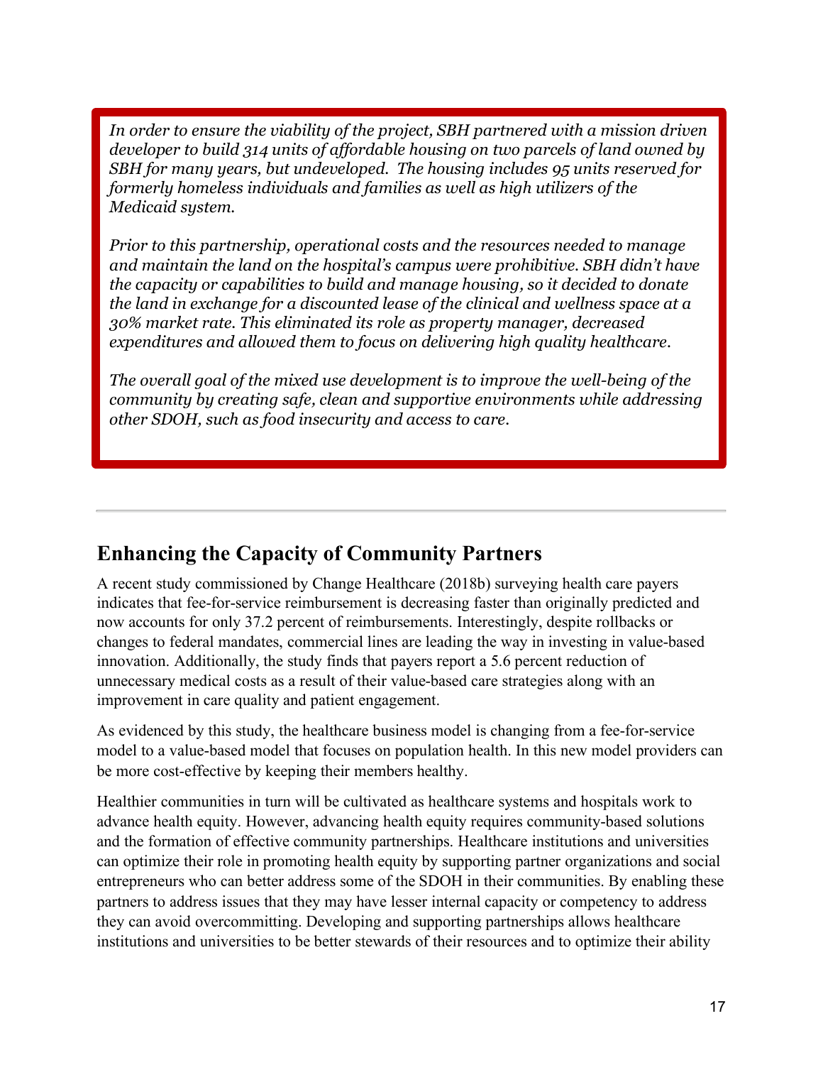*In order to ensure the viability of the project, SBH partnered with a mission driven developer to build 314 units of affordable housing on two parcels of land owned by SBH for many years, but undeveloped. The housing includes 95 units reserved for formerly homeless individuals and families as well as high utilizers of the Medicaid system.*

*Prior to this partnership, operational costs and the resources needed to manage and maintain the land on the hospital's campus were prohibitive. SBH didn't have the capacity or capabilities to build and manage housing, so it decided to donate the land in exchange for a discounted lease of the clinical and wellness space at a 30% market rate. This eliminated its role as property manager, decreased expenditures and allowed them to focus on delivering high quality healthcare.*

*The overall goal of the mixed use development is to improve the well-being of the community by creating safe, clean and supportive environments while addressing other SDOH, such as food insecurity and access to care.*

---

## Enhancing the Capacity of Community Partners

A recent study commissioned by Change Healthcare (2018b) surveying health care payers indicates that fee-for-service reimbursement is decreasing faster than originally predicted and now accounts for only 37.2 percent of reimbursements. Interestingly, despite rollbacks or changes to federal mandates, commercial lines are leading the way in investing in value-based innovation. Additionally, the study finds that payers report a 5.6 percent reduction of unnecessary medical costs as a result of their value-based care strategies along with an improvement in care quality and patient engagement.

As evidenced by this study, the healthcare business model is changing from a fee-for-service model to a value-based model that focuses on population health. In this new model providers can be more cost-effective by keeping their members healthy.

Healthier communities in turn will be cultivated as healthcare systems and hospitals work to advance health equity. However, advancing health equity requires community-based solutions and the formation of effective community partnerships. Healthcare institutions and universities can optimize their role in promoting health equity by supporting partner organizations and social entrepreneurs who can better address some of the SDOH in their communities. By enabling these partners to address issues that they may have lesser internal capacity or competency to address they can avoid overcommitting. Developing and supporting partnerships allows healthcare institutions and universities to be better stewards of their resources and to optimize their ability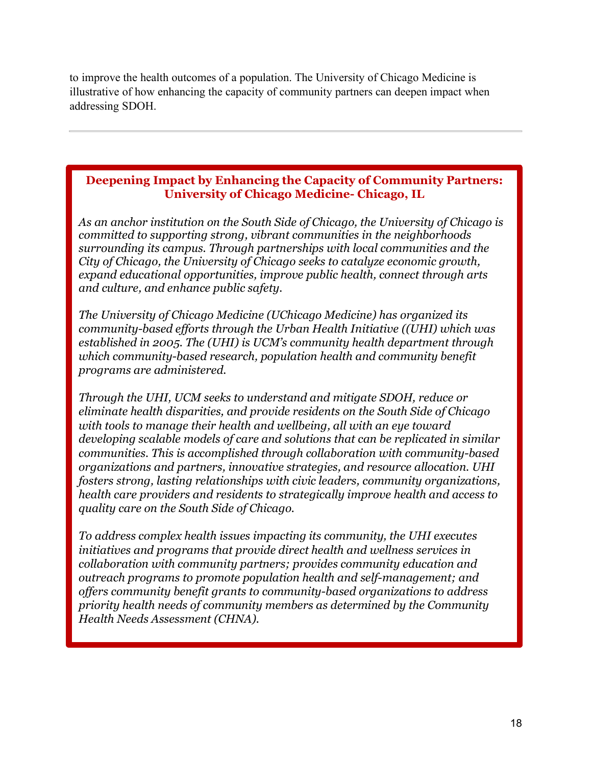to improve the health outcomes of a population. The University of Chicago Medicine is illustrative of how enhancing the capacity of community partners can deepen impact when addressing SDOH.

---

### Deepening Impact by Enhancing the Capacity of Community Partners: University of Chicago Medicine- Chicago, IL

*As an anchor institution on the South Side of Chicago, the University of Chicago is committed to supporting strong, vibrant communities in the neighborhoods surrounding its campus. Through partnerships with local communities and the City of Chicago, the University of Chicago seeks to catalyze economic growth, expand educational opportunities, improve public health, connect through arts and culture, and enhance public safety.*

*The University of Chicago Medicine (UChicago Medicine) has organized its community-based efforts through the Urban Health Initiative ((UHI) which was established in 2005. The (UHI) is UCM's community health department through which community-based research, population health and community benefit programs are administered.*

*Through the UHI, UCM seeks to understand and mitigate SDOH, reduce or eliminate health disparities, and provide residents on the South Side of Chicago with tools to manage their health and wellbeing, all with an eye toward developing scalable models of care and solutions that can be replicated in similar communities. This is accomplished through collaboration with community-based organizations and partners, innovative strategies, and resource allocation. UHI fosters strong, lasting relationships with civic leaders, community organizations, health care providers and residents to strategically improve health and access to quality care on the South Side of Chicago.*

*To address complex health issues impacting its community, the UHI executes initiatives and programs that provide direct health and wellness services in collaboration with community partners; provides community education and outreach programs to promote population health and self-management; and offers community benefit grants to community-based organizations to address priority health needs of community members as determined by the Community Health Needs Assessment (CHNA).*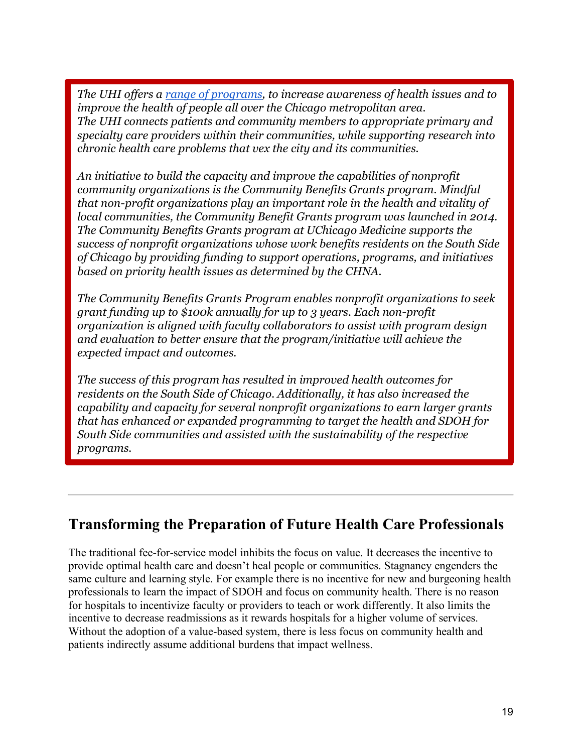*The UHI offers a [range of programs](), to increase awareness of health issues and to improve the health of people all over the Chicago metropolitan area.*
*The UHI connects patients and community members to appropriate primary and specialty care providers within their communities, while supporting research into chronic health care problems that vex the city and its communities.*

*An initiative to build the capacity and improve the capabilities of nonprofit community organizations is the Community Benefits Grants program. Mindful that non-profit organizations play an important role in the health and vitality of local communities, the Community Benefit Grants program was launched in 2014. The Community Benefits Grants program at UChicago Medicine supports the success of nonprofit organizations whose work benefits residents on the South Side of Chicago by providing funding to support operations, programs, and initiatives based on priority health issues as determined by the CHNA.*

*The Community Benefits Grants Program enables nonprofit organizations to seek grant funding up to $100k annually for up to 3 years. Each non-profit organization is aligned with faculty collaborators to assist with program design and evaluation to better ensure that the program/initiative will achieve the expected impact and outcomes.*

*The success of this program has resulted in improved health outcomes for residents on the South Side of Chicago. Additionally, it has also increased the capability and capacity for several nonprofit organizations to earn larger grants that has enhanced or expanded programming to target the health and SDOH for South Side communities and assisted with the sustainability of the respective programs.*

---

## Transforming the Preparation of Future Health Care Professionals

The traditional fee-for-service model inhibits the focus on value. It decreases the incentive to provide optimal health care and doesn't heal people or communities. Stagnancy engenders the same culture and learning style. For example there is no incentive for new and burgeoning health professionals to learn the impact of SDOH and focus on community health. There is no reason for hospitals to incentivize faculty or providers to teach or work differently. It also limits the incentive to decrease readmissions as it rewards hospitals for a higher volume of services. Without the adoption of a value-based system, there is less focus on community health and patients indirectly assume additional burdens that impact wellness.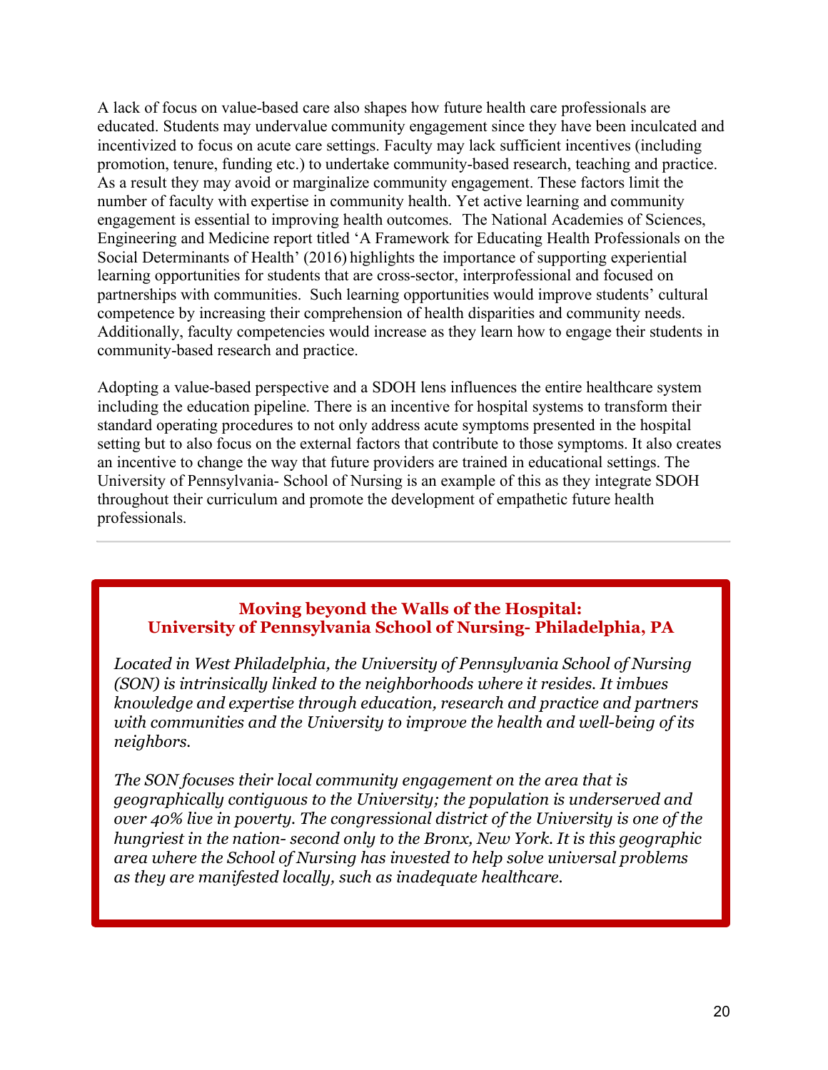A lack of focus on value-based care also shapes how future health care professionals are educated. Students may undervalue community engagement since they have been inculcated and incentivized to focus on acute care settings. Faculty may lack sufficient incentives (including promotion, tenure, funding etc.) to undertake community-based research, teaching and practice. As a result they may avoid or marginalize community engagement. These factors limit the number of faculty with expertise in community health. Yet active learning and community engagement is essential to improving health outcomes. The National Academies of Sciences, Engineering and Medicine report titled 'A Framework for Educating Health Professionals on the Social Determinants of Health' (2016) highlights the importance of supporting experiential learning opportunities for students that are cross-sector, interprofessional and focused on partnerships with communities. Such learning opportunities would improve students' cultural competence by increasing their comprehension of health disparities and community needs. Additionally, faculty competencies would increase as they learn how to engage their students in community-based research and practice.

Adopting a value-based perspective and a SDOH lens influences the entire healthcare system including the education pipeline. There is an incentive for hospital systems to transform their standard operating procedures to not only address acute symptoms presented in the hospital setting but to also focus on the external factors that contribute to those symptoms. It also creates an incentive to change the way that future providers are trained in educational settings. The University of Pennsylvania- School of Nursing is an example of this as they integrate SDOH throughout their curriculum and promote the development of empathetic future health professionals.

---

**Moving beyond the Walls of the Hospital:**
**University of Pennsylvania School of Nursing- Philadelphia, PA**

*Located in West Philadelphia, the University of Pennsylvania School of Nursing (SON) is intrinsically linked to the neighborhoods where it resides. It imbues knowledge and expertise through education, research and practice and partners with communities and the University to improve the health and well-being of its neighbors.*

*The SON focuses their local community engagement on the area that is geographically contiguous to the University; the population is underserved and over 40% live in poverty. The congressional district of the University is one of the hungriest in the nation- second only to the Bronx, New York. It is this geographic area where the School of Nursing has invested to help solve universal problems as they are manifested locally, such as inadequate healthcare.*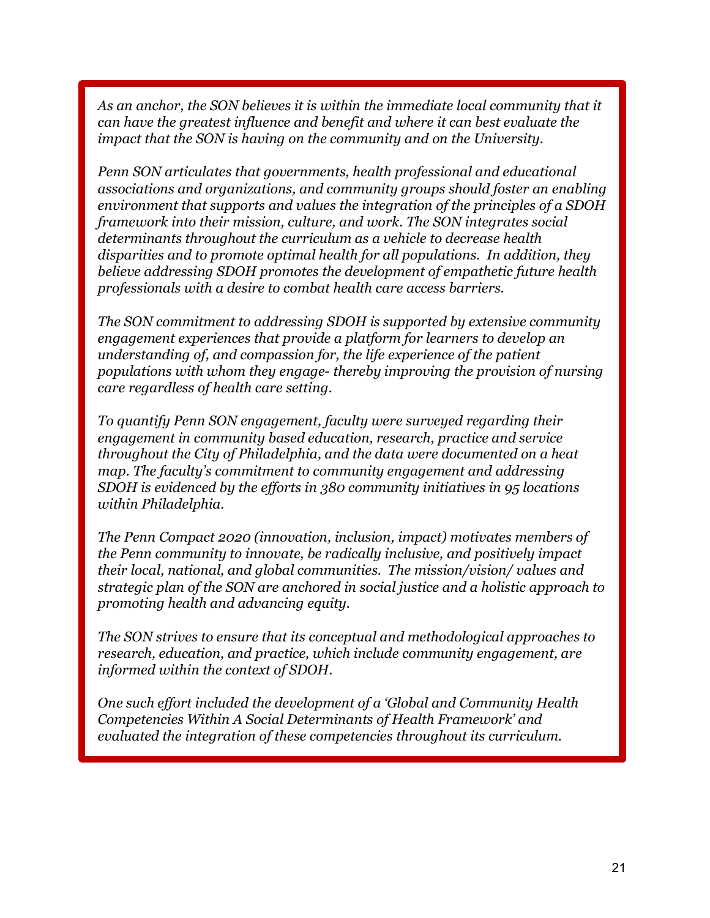*As an anchor, the SON believes it is within the immediate local community that it can have the greatest influence and benefit and where it can best evaluate the impact that the SON is having on the community and on the University.*

*Penn SON articulates that governments, health professional and educational associations and organizations, and community groups should foster an enabling environment that supports and values the integration of the principles of a SDOH framework into their mission, culture, and work. The SON integrates social determinants throughout the curriculum as a vehicle to decrease health disparities and to promote optimal health for all populations. In addition, they believe addressing SDOH promotes the development of empathetic future health professionals with a desire to combat health care access barriers.*

*The SON commitment to addressing SDOH is supported by extensive community engagement experiences that provide a platform for learners to develop an understanding of, and compassion for, the life experience of the patient populations with whom they engage- thereby improving the provision of nursing care regardless of health care setting.*

*To quantify Penn SON engagement, faculty were surveyed regarding their engagement in community based education, research, practice and service throughout the City of Philadelphia, and the data were documented on a heat map. The faculty's commitment to community engagement and addressing SDOH is evidenced by the efforts in 380 community initiatives in 95 locations within Philadelphia.*

*The Penn Compact 2020 (innovation, inclusion, impact) motivates members of the Penn community to innovate, be radically inclusive, and positively impact their local, national, and global communities. The mission/vision/ values and strategic plan of the SON are anchored in social justice and a holistic approach to promoting health and advancing equity.*

*The SON strives to ensure that its conceptual and methodological approaches to research, education, and practice, which include community engagement, are informed within the context of SDOH.*

*One such effort included the development of a 'Global and Community Health Competencies Within A Social Determinants of Health Framework' and evaluated the integration of these competencies throughout its curriculum.*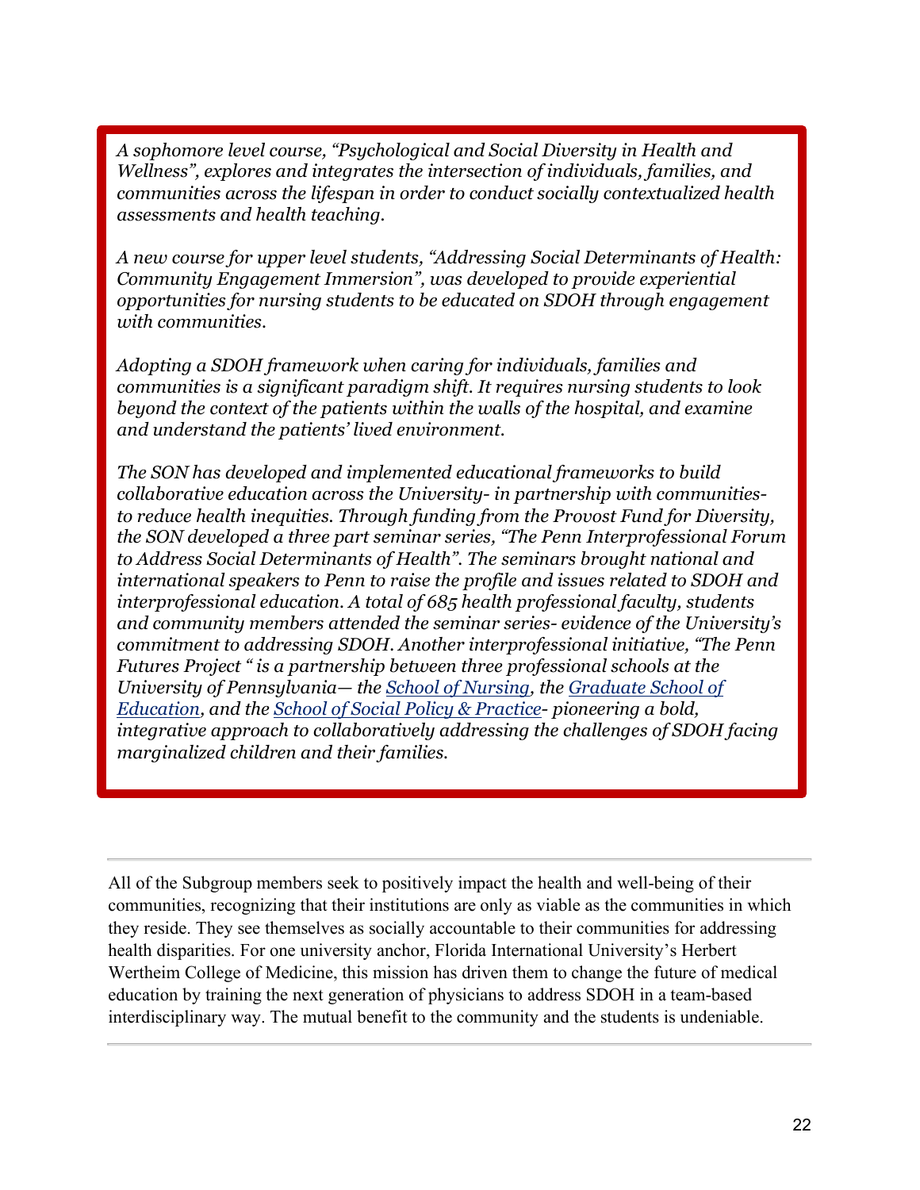*A sophomore level course, "Psychological and Social Diversity in Health and Wellness", explores and integrates the intersection of individuals, families, and communities across the lifespan in order to conduct socially contextualized health assessments and health teaching.*

*A new course for upper level students, "Addressing Social Determinants of Health: Community Engagement Immersion", was developed to provide experiential opportunities for nursing students to be educated on SDOH through engagement with communities.*

*Adopting a SDOH framework when caring for individuals, families and communities is a significant paradigm shift. It requires nursing students to look beyond the context of the patients within the walls of the hospital, and examine and understand the patients' lived environment.*

*The SON has developed and implemented educational frameworks to build collaborative education across the University- in partnership with communities- to reduce health inequities. Through funding from the Provost Fund for Diversity, the SON developed a three part seminar series, "The Penn Interprofessional Forum to Address Social Determinants of Health". The seminars brought national and international speakers to Penn to raise the profile and issues related to SDOH and interprofessional education. A total of 685 health professional faculty, students and community members attended the seminar series- evidence of the University's commitment to addressing SDOH. Another interprofessional initiative, "The Penn Futures Project " is a partnership between three professional schools at the University of Pennsylvania— the School of Nursing, the Graduate School of Education, and the School of Social Policy & Practice- pioneering a bold, integrative approach to collaboratively addressing the challenges of SDOH facing marginalized children and their families.*

---

All of the Subgroup members seek to positively impact the health and well-being of their communities, recognizing that their institutions are only as viable as the communities in which they reside. They see themselves as socially accountable to their communities for addressing health disparities. For one university anchor, Florida International University's Herbert Wertheim College of Medicine, this mission has driven them to change the future of medical education by training the next generation of physicians to address SDOH in a team-based interdisciplinary way. The mutual benefit to the community and the students is undeniable.

---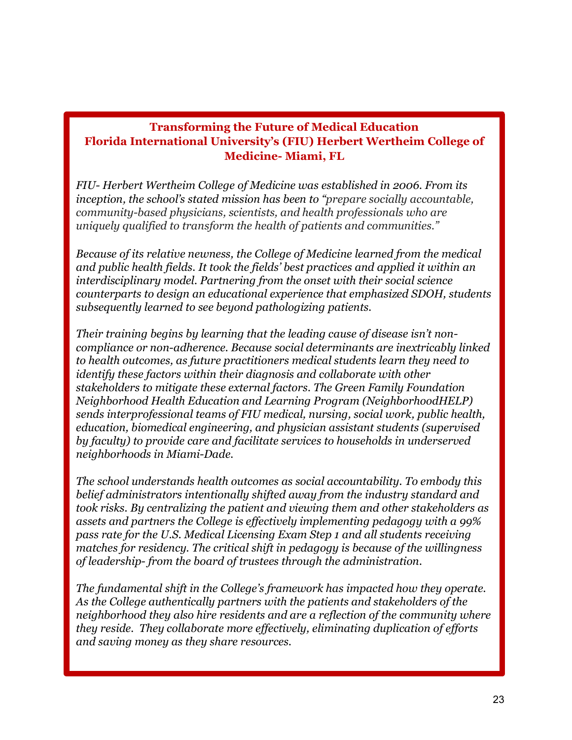### Transforming the Future of Medical Education
### Florida International University's (FIU) Herbert Wertheim College of Medicine- Miami, FL

*FIU- Herbert Wertheim College of Medicine was established in 2006. From its inception, the school's stated mission has been to "prepare socially accountable, community-based physicians, scientists, and health professionals who are uniquely qualified to transform the health of patients and communities."*

*Because of its relative newness, the College of Medicine learned from the medical and public health fields. It took the fields' best practices and applied it within an interdisciplinary model. Partnering from the onset with their social science counterparts to design an educational experience that emphasized SDOH, students subsequently learned to see beyond pathologizing patients.*

*Their training begins by learning that the leading cause of disease isn't non-compliance or non-adherence. Because social determinants are inextricably linked to health outcomes, as future practitioners medical students learn they need to identify these factors within their diagnosis and collaborate with other stakeholders to mitigate these external factors. The Green Family Foundation Neighborhood Health Education and Learning Program (NeighborhoodHELP) sends interprofessional teams of FIU medical, nursing, social work, public health, education, biomedical engineering, and physician assistant students (supervised by faculty) to provide care and facilitate services to households in underserved neighborhoods in Miami-Dade.*

*The school understands health outcomes as social accountability. To embody this belief administrators intentionally shifted away from the industry standard and took risks. By centralizing the patient and viewing them and other stakeholders as assets and partners the College is effectively implementing pedagogy with a 99% pass rate for the U.S. Medical Licensing Exam Step 1 and all students receiving matches for residency. The critical shift in pedagogy is because of the willingness of leadership- from the board of trustees through the administration.*

*The fundamental shift in the College's framework has impacted how they operate. As the College authentically partners with the patients and stakeholders of the neighborhood they also hire residents and are a reflection of the community where they reside. They collaborate more effectively, eliminating duplication of efforts and saving money as they share resources.*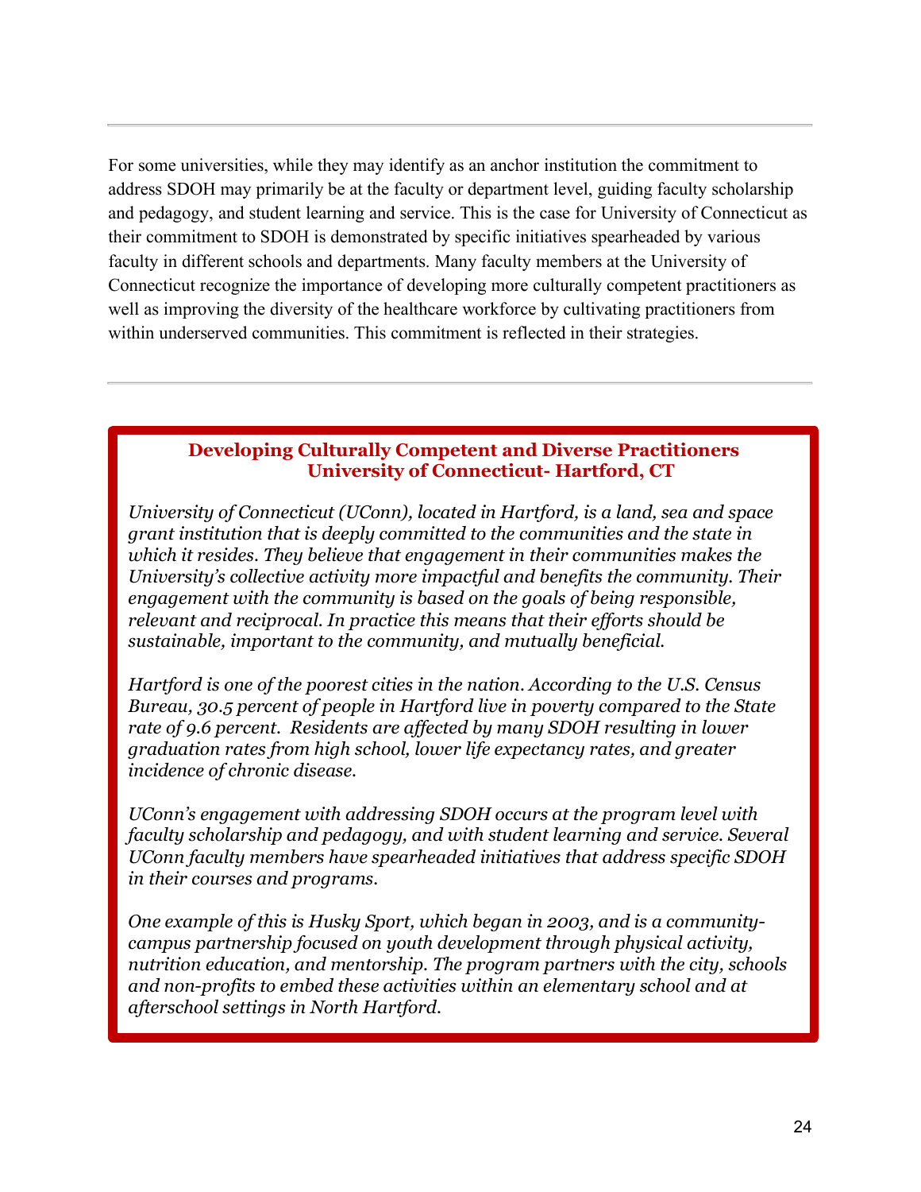For some universities, while they may identify as an anchor institution the commitment to address SDOH may primarily be at the faculty or department level, guiding faculty scholarship and pedagogy, and student learning and service. This is the case for University of Connecticut as their commitment to SDOH is demonstrated by specific initiatives spearheaded by various faculty in different schools and departments. Many faculty members at the University of Connecticut recognize the importance of developing more culturally competent practitioners as well as improving the diversity of the healthcare workforce by cultivating practitioners from within underserved communities. This commitment is reflected in their strategies.

---

### Developing Culturally Competent and Diverse Practitioners
### University of Connecticut- Hartford, CT

*University of Connecticut (UConn), located in Hartford, is a land, sea and space grant institution that is deeply committed to the communities and the state in which it resides. They believe that engagement in their communities makes the University's collective activity more impactful and benefits the community. Their engagement with the community is based on the goals of being responsible, relevant and reciprocal. In practice this means that their efforts should be sustainable, important to the community, and mutually beneficial.*

*Hartford is one of the poorest cities in the nation. According to the U.S. Census Bureau, 30.5 percent of people in Hartford live in poverty compared to the State rate of 9.6 percent. Residents are affected by many SDOH resulting in lower graduation rates from high school, lower life expectancy rates, and greater incidence of chronic disease.*

*UConn's engagement with addressing SDOH occurs at the program level with faculty scholarship and pedagogy, and with student learning and service. Several UConn faculty members have spearheaded initiatives that address specific SDOH in their courses and programs.*

*One example of this is Husky Sport, which began in 2003, and is a community-campus partnership focused on youth development through physical activity, nutrition education, and mentorship. The program partners with the city, schools and non-profits to embed these activities within an elementary school and at afterschool settings in North Hartford.*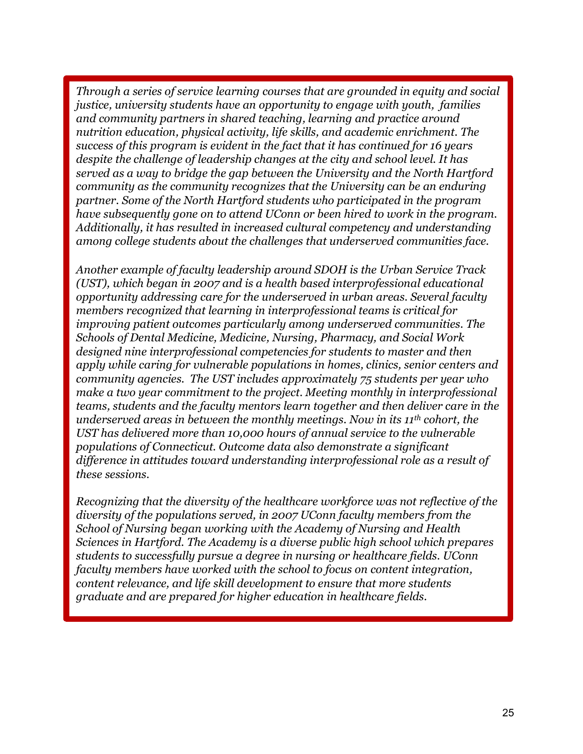*Through a series of service learning courses that are grounded in equity and social justice, university students have an opportunity to engage with youth, families and community partners in shared teaching, learning and practice around nutrition education, physical activity, life skills, and academic enrichment. The success of this program is evident in the fact that it has continued for 16 years despite the challenge of leadership changes at the city and school level. It has served as a way to bridge the gap between the University and the North Hartford community as the community recognizes that the University can be an enduring partner. Some of the North Hartford students who participated in the program have subsequently gone on to attend UConn or been hired to work in the program. Additionally, it has resulted in increased cultural competency and understanding among college students about the challenges that underserved communities face.*

*Another example of faculty leadership around SDOH is the Urban Service Track (UST), which began in 2007 and is a health based interprofessional educational opportunity addressing care for the underserved in urban areas. Several faculty members recognized that learning in interprofessional teams is critical for improving patient outcomes particularly among underserved communities. The Schools of Dental Medicine, Medicine, Nursing, Pharmacy, and Social Work designed nine interprofessional competencies for students to master and then apply while caring for vulnerable populations in homes, clinics, senior centers and community agencies. The UST includes approximately 75 students per year who make a two year commitment to the project. Meeting monthly in interprofessional teams, students and the faculty mentors learn together and then deliver care in the underserved areas in between the monthly meetings. Now in its 11th cohort, the UST has delivered more than 10,000 hours of annual service to the vulnerable populations of Connecticut. Outcome data also demonstrate a significant difference in attitudes toward understanding interprofessional role as a result of these sessions.*

*Recognizing that the diversity of the healthcare workforce was not reflective of the diversity of the populations served, in 2007 UConn faculty members from the School of Nursing began working with the Academy of Nursing and Health Sciences in Hartford. The Academy is a diverse public high school which prepares students to successfully pursue a degree in nursing or healthcare fields. UConn faculty members have worked with the school to focus on content integration, content relevance, and life skill development to ensure that more students graduate and are prepared for higher education in healthcare fields.*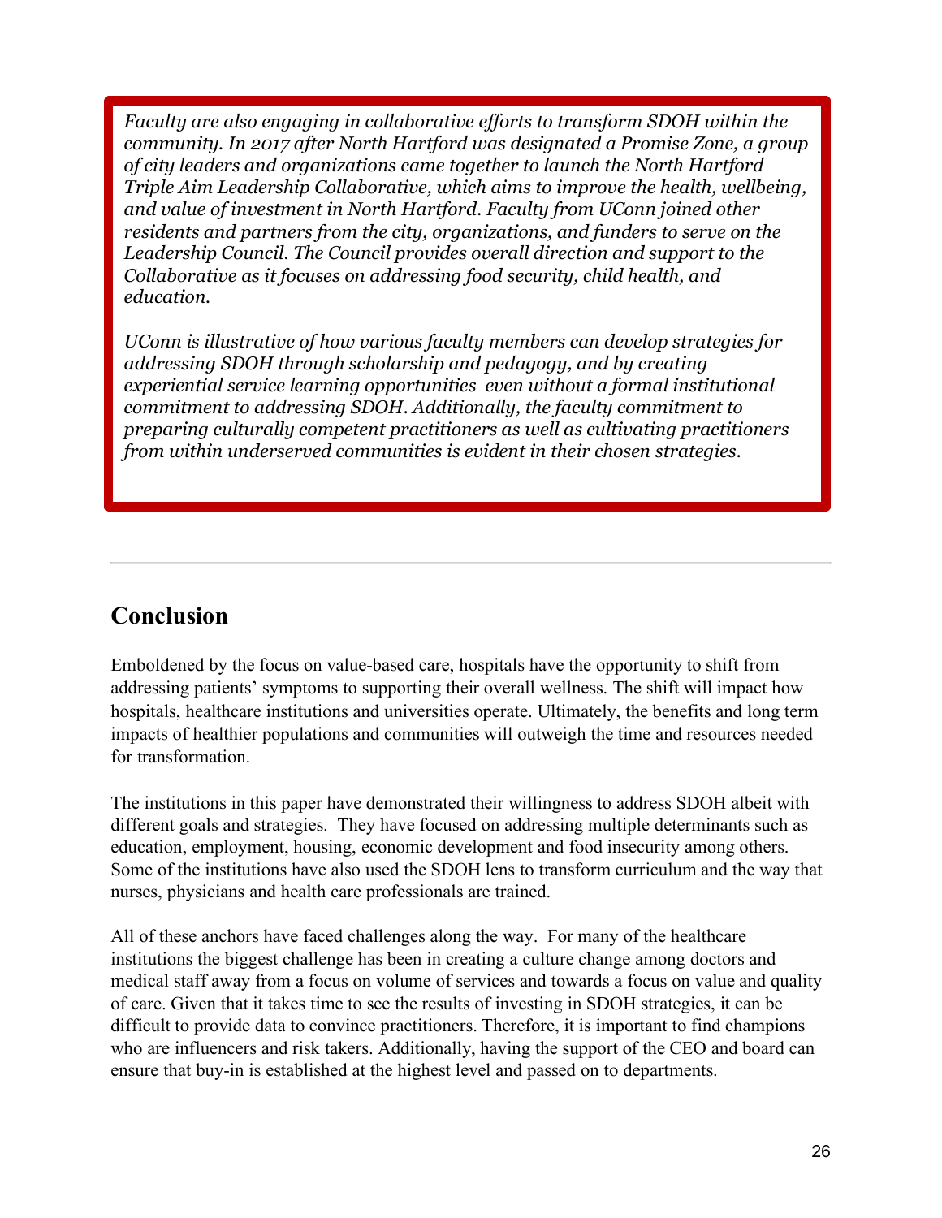*Faculty are also engaging in collaborative efforts to transform SDOH within the community. In 2017 after North Hartford was designated a Promise Zone, a group of city leaders and organizations came together to launch the North Hartford Triple Aim Leadership Collaborative, which aims to improve the health, wellbeing, and value of investment in North Hartford. Faculty from UConn joined other residents and partners from the city, organizations, and funders to serve on the Leadership Council. The Council provides overall direction and support to the Collaborative as it focuses on addressing food security, child health, and education.*

*UConn is illustrative of how various faculty members can develop strategies for addressing SDOH through scholarship and pedagogy, and by creating experiential service learning opportunities even without a formal institutional commitment to addressing SDOH. Additionally, the faculty commitment to preparing culturally competent practitioners as well as cultivating practitioners from within underserved communities is evident in their chosen strategies.*

---

## Conclusion

Emboldened by the focus on value-based care, hospitals have the opportunity to shift from addressing patients' symptoms to supporting their overall wellness. The shift will impact how hospitals, healthcare institutions and universities operate. Ultimately, the benefits and long term impacts of healthier populations and communities will outweigh the time and resources needed for transformation.

The institutions in this paper have demonstrated their willingness to address SDOH albeit with different goals and strategies. They have focused on addressing multiple determinants such as education, employment, housing, economic development and food insecurity among others. Some of the institutions have also used the SDOH lens to transform curriculum and the way that nurses, physicians and health care professionals are trained.

All of these anchors have faced challenges along the way. For many of the healthcare institutions the biggest challenge has been in creating a culture change among doctors and medical staff away from a focus on volume of services and towards a focus on value and quality of care. Given that it takes time to see the results of investing in SDOH strategies, it can be difficult to provide data to convince practitioners. Therefore, it is important to find champions who are influencers and risk takers. Additionally, having the support of the CEO and board can ensure that buy-in is established at the highest level and passed on to departments.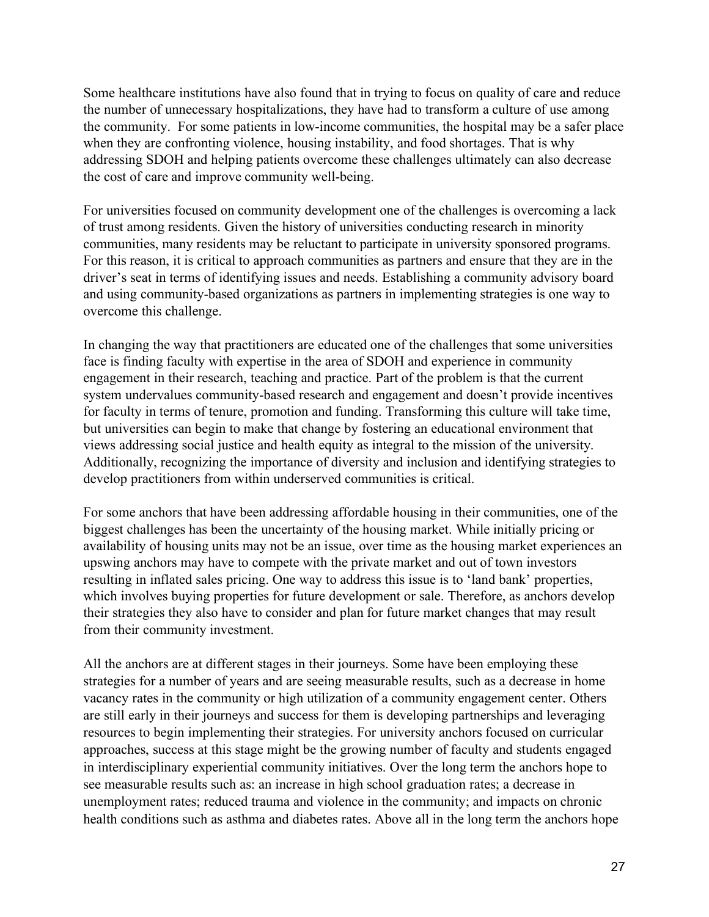Some healthcare institutions have also found that in trying to focus on quality of care and reduce the number of unnecessary hospitalizations, they have had to transform a culture of use among the community.  For some patients in low-income communities, the hospital may be a safer place when they are confronting violence, housing instability, and food shortages. That is why addressing SDOH and helping patients overcome these challenges ultimately can also decrease the cost of care and improve community well-being.

For universities focused on community development one of the challenges is overcoming a lack of trust among residents. Given the history of universities conducting research in minority communities, many residents may be reluctant to participate in university sponsored programs. For this reason, it is critical to approach communities as partners and ensure that they are in the driver's seat in terms of identifying issues and needs. Establishing a community advisory board and using community-based organizations as partners in implementing strategies is one way to overcome this challenge.

In changing the way that practitioners are educated one of the challenges that some universities face is finding faculty with expertise in the area of SDOH and experience in community engagement in their research, teaching and practice. Part of the problem is that the current system undervalues community-based research and engagement and doesn't provide incentives for faculty in terms of tenure, promotion and funding. Transforming this culture will take time, but universities can begin to make that change by fostering an educational environment that views addressing social justice and health equity as integral to the mission of the university. Additionally, recognizing the importance of diversity and inclusion and identifying strategies to develop practitioners from within underserved communities is critical.

For some anchors that have been addressing affordable housing in their communities, one of the biggest challenges has been the uncertainty of the housing market. While initially pricing or availability of housing units may not be an issue, over time as the housing market experiences an upswing anchors may have to compete with the private market and out of town investors resulting in inflated sales pricing. One way to address this issue is to 'land bank' properties, which involves buying properties for future development or sale. Therefore, as anchors develop their strategies they also have to consider and plan for future market changes that may result from their community investment.

All the anchors are at different stages in their journeys. Some have been employing these strategies for a number of years and are seeing measurable results, such as a decrease in home vacancy rates in the community or high utilization of a community engagement center. Others are still early in their journeys and success for them is developing partnerships and leveraging resources to begin implementing their strategies. For university anchors focused on curricular approaches, success at this stage might be the growing number of faculty and students engaged in interdisciplinary experiential community initiatives. Over the long term the anchors hope to see measurable results such as: an increase in high school graduation rates; a decrease in unemployment rates; reduced trauma and violence in the community; and impacts on chronic health conditions such as asthma and diabetes rates. Above all in the long term the anchors hope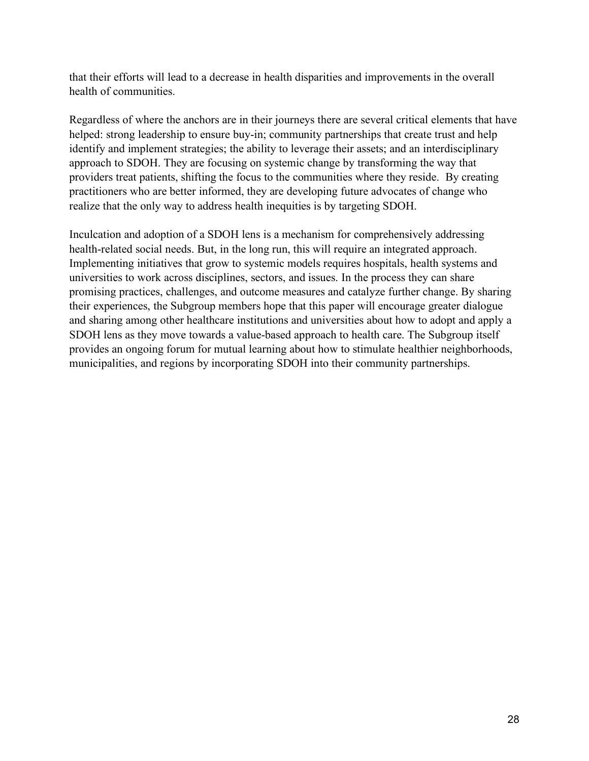that their efforts will lead to a decrease in health disparities and improvements in the overall health of communities.

Regardless of where the anchors are in their journeys there are several critical elements that have helped: strong leadership to ensure buy-in; community partnerships that create trust and help identify and implement strategies; the ability to leverage their assets; and an interdisciplinary approach to SDOH. They are focusing on systemic change by transforming the way that providers treat patients, shifting the focus to the communities where they reside. By creating practitioners who are better informed, they are developing future advocates of change who realize that the only way to address health inequities is by targeting SDOH.

Inculcation and adoption of a SDOH lens is a mechanism for comprehensively addressing health-related social needs. But, in the long run, this will require an integrated approach. Implementing initiatives that grow to systemic models requires hospitals, health systems and universities to work across disciplines, sectors, and issues. In the process they can share promising practices, challenges, and outcome measures and catalyze further change. By sharing their experiences, the Subgroup members hope that this paper will encourage greater dialogue and sharing among other healthcare institutions and universities about how to adopt and apply a SDOH lens as they move towards a value-based approach to health care. The Subgroup itself provides an ongoing forum for mutual learning about how to stimulate healthier neighborhoods, municipalities, and regions by incorporating SDOH into their community partnerships.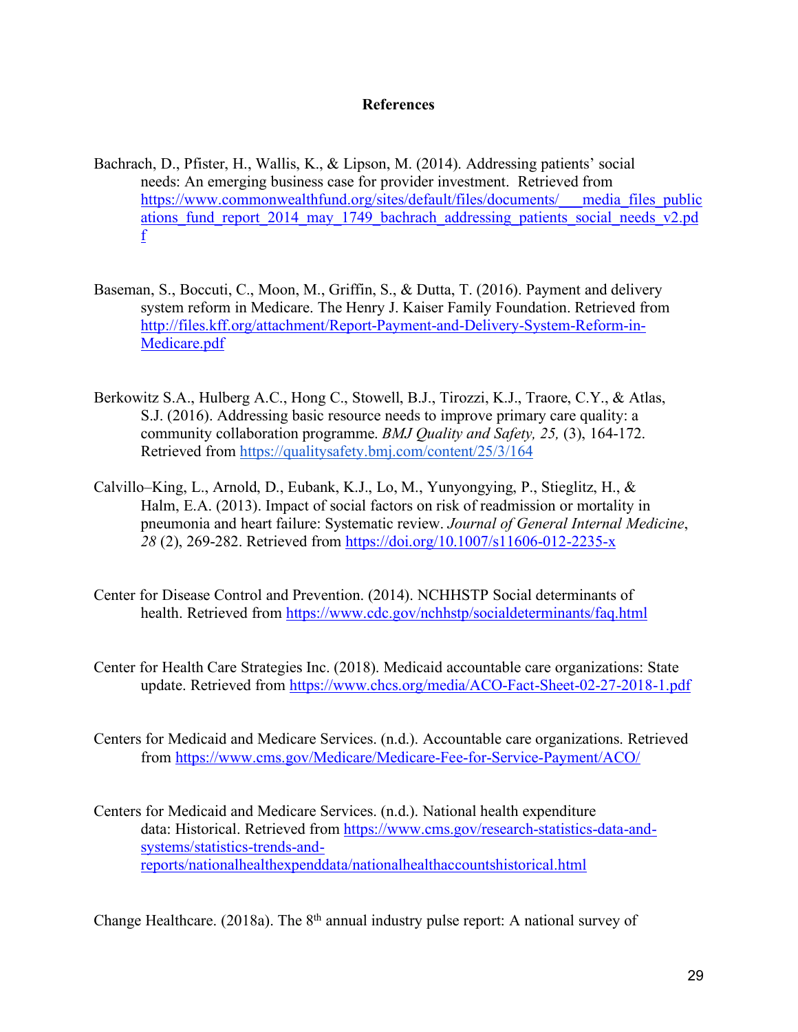## References

Bachrach, D., Pfister, H., Wallis, K., & Lipson, M. (2014). Addressing patients' social needs: An emerging business case for provider investment. Retrieved from https://www.commonwealthfund.org/sites/default/files/documents/___media_files_publications_fund_report_2014_may_1749_bachrach_addressing_patients_social_needs_v2.pdf

Baseman, S., Boccuti, C., Moon, M., Griffin, S., & Dutta, T. (2016). Payment and delivery system reform in Medicare. The Henry J. Kaiser Family Foundation. Retrieved from http://files.kff.org/attachment/Report-Payment-and-Delivery-System-Reform-in-Medicare.pdf

Berkowitz S.A., Hulberg A.C., Hong C., Stowell, B.J., Tirozzi, K.J., Traore, C.Y., & Atlas, S.J. (2016). Addressing basic resource needs to improve primary care quality: a community collaboration programme. *BMJ Quality and Safety, 25,* (3), 164-172. Retrieved from https://qualitysafety.bmj.com/content/25/3/164

Calvillo–King, L., Arnold, D., Eubank, K.J., Lo, M., Yunyongying, P., Stieglitz, H., & Halm, E.A. (2013). Impact of social factors on risk of readmission or mortality in pneumonia and heart failure: Systematic review. *Journal of General Internal Medicine*, *28* (2), 269-282. Retrieved from https://doi.org/10.1007/s11606-012-2235-x

Center for Disease Control and Prevention. (2014). NCHHSTP Social determinants of health. Retrieved from https://www.cdc.gov/nchhstp/socialdeterminants/faq.html

Center for Health Care Strategies Inc. (2018). Medicaid accountable care organizations: State update. Retrieved from https://www.chcs.org/media/ACO-Fact-Sheet-02-27-2018-1.pdf

Centers for Medicaid and Medicare Services. (n.d.). Accountable care organizations. Retrieved from https://www.cms.gov/Medicare/Medicare-Fee-for-Service-Payment/ACO/

Centers for Medicaid and Medicare Services. (n.d.). National health expenditure data: Historical. Retrieved from https://www.cms.gov/research-statistics-data-and-systems/statistics-trends-and-reports/nationalhealthexpenddata/nationalhealthaccountshistorical.html

Change Healthcare. (2018a). The 8th annual industry pulse report: A national survey of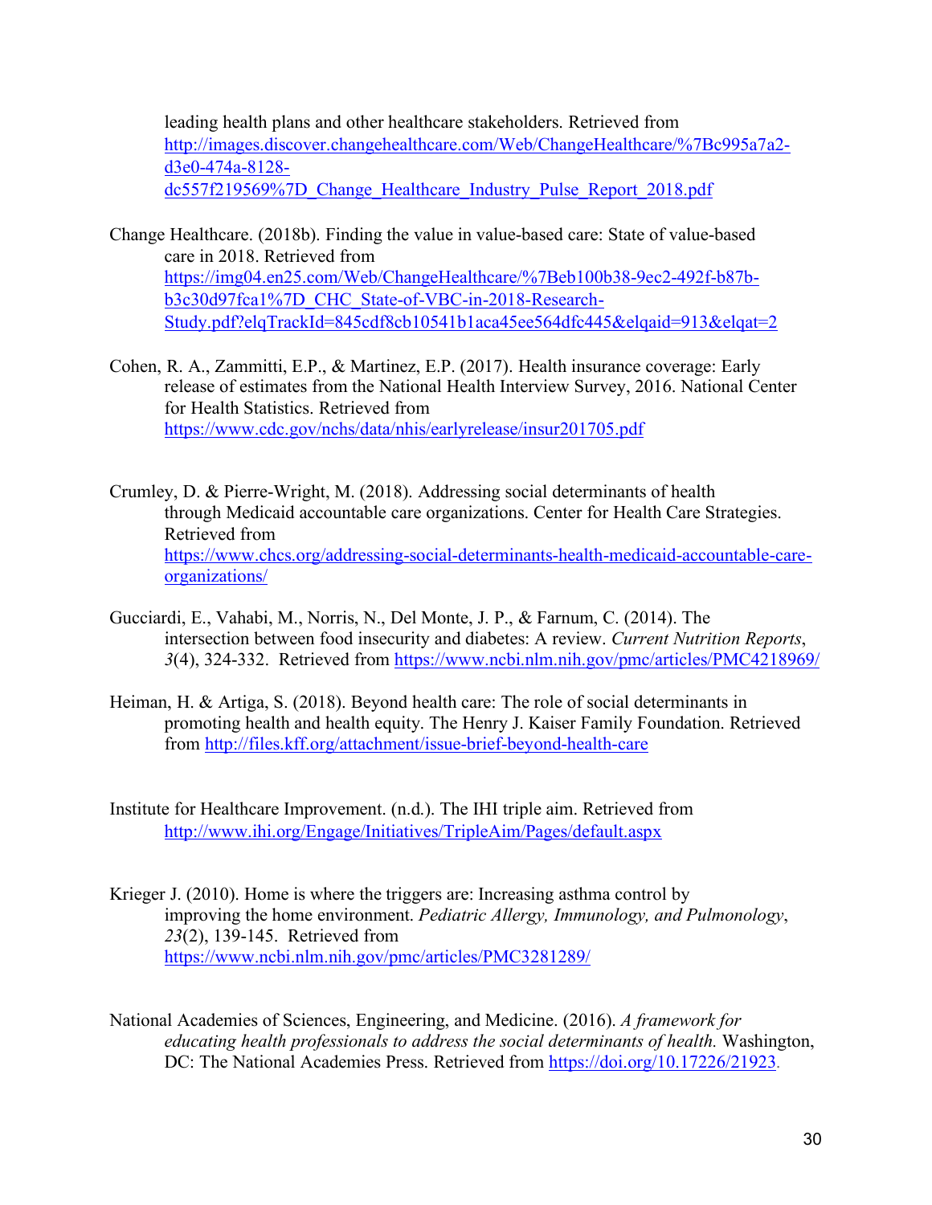leading health plans and other healthcare stakeholders. Retrieved from http://images.discover.changehealthcare.com/Web/ChangeHealthcare/%7Bc995a7a2-d3e0-474a-8128-dc557f219569%7D_Change_Healthcare_Industry_Pulse_Report_2018.pdf

Change Healthcare. (2018b). Finding the value in value-based care: State of value-based care in 2018. Retrieved from https://img04.en25.com/Web/ChangeHealthcare/%7Beb100b38-9ec2-492f-b87b-b3c30d97fca1%7D_CHC_State-of-VBC-in-2018-Research-Study.pdf?elqTrackId=845cdf8cb10541b1aca45ee564dfc445&elqaid=913&elqat=2

Cohen, R. A., Zammitti, E.P., & Martinez, E.P. (2017). Health insurance coverage: Early release of estimates from the National Health Interview Survey, 2016. National Center for Health Statistics. Retrieved from https://www.cdc.gov/nchs/data/nhis/earlyrelease/insur201705.pdf

Crumley, D. & Pierre-Wright, M. (2018). Addressing social determinants of health through Medicaid accountable care organizations. Center for Health Care Strategies. Retrieved from https://www.chcs.org/addressing-social-determinants-health-medicaid-accountable-care-organizations/

Gucciardi, E., Vahabi, M., Norris, N., Del Monte, J. P., & Farnum, C. (2014). The intersection between food insecurity and diabetes: A review. *Current Nutrition Reports*, *3*(4), 324-332. Retrieved from https://www.ncbi.nlm.nih.gov/pmc/articles/PMC4218969/

Heiman, H. & Artiga, S. (2018). Beyond health care: The role of social determinants in promoting health and health equity. The Henry J. Kaiser Family Foundation. Retrieved from http://files.kff.org/attachment/issue-brief-beyond-health-care

Institute for Healthcare Improvement. (n.d.). The IHI triple aim. Retrieved from http://www.ihi.org/Engage/Initiatives/TripleAim/Pages/default.aspx

Krieger J. (2010). Home is where the triggers are: Increasing asthma control by improving the home environment. *Pediatric Allergy, Immunology, and Pulmonology*, *23*(2), 139-145. Retrieved from https://www.ncbi.nlm.nih.gov/pmc/articles/PMC3281289/

National Academies of Sciences, Engineering, and Medicine. (2016). *A framework for educating health professionals to address the social determinants of health.* Washington, DC: The National Academies Press. Retrieved from https://doi.org/10.17226/21923.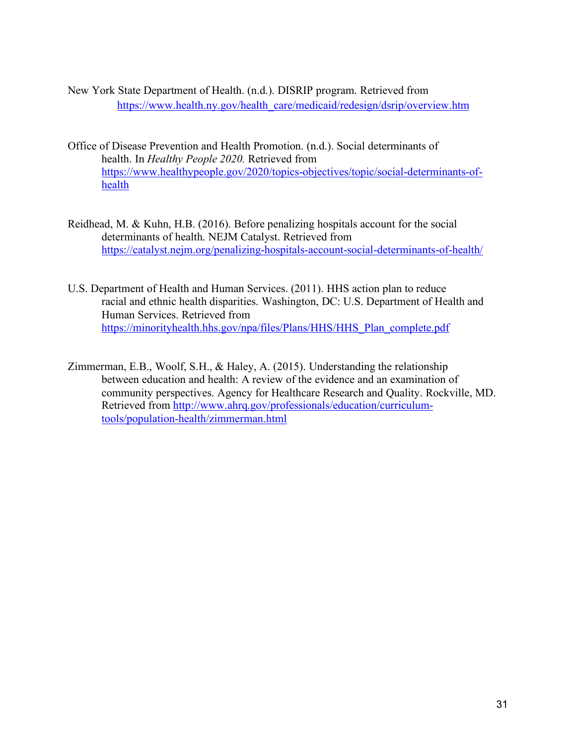New York State Department of Health. (n.d.). DISRIP program. Retrieved from https://www.health.ny.gov/health_care/medicaid/redesign/dsrip/overview.htm

Office of Disease Prevention and Health Promotion. (n.d.). Social determinants of health. In *Healthy People 2020.* Retrieved from https://www.healthypeople.gov/2020/topics-objectives/topic/social-determinants-of-health

Reidhead, M. & Kuhn, H.B. (2016). Before penalizing hospitals account for the social determinants of health. NEJM Catalyst. Retrieved from https://catalyst.nejm.org/penalizing-hospitals-account-social-determinants-of-health/

U.S. Department of Health and Human Services. (2011). HHS action plan to reduce racial and ethnic health disparities. Washington, DC: U.S. Department of Health and Human Services. Retrieved from https://minorityhealth.hhs.gov/npa/files/Plans/HHS/HHS_Plan_complete.pdf

Zimmerman, E.B., Woolf, S.H., & Haley, A. (2015). Understanding the relationship between education and health: A review of the evidence and an examination of community perspectives. Agency for Healthcare Research and Quality. Rockville, MD. Retrieved from http://www.ahrq.gov/professionals/education/curriculum-tools/population-health/zimmerman.html